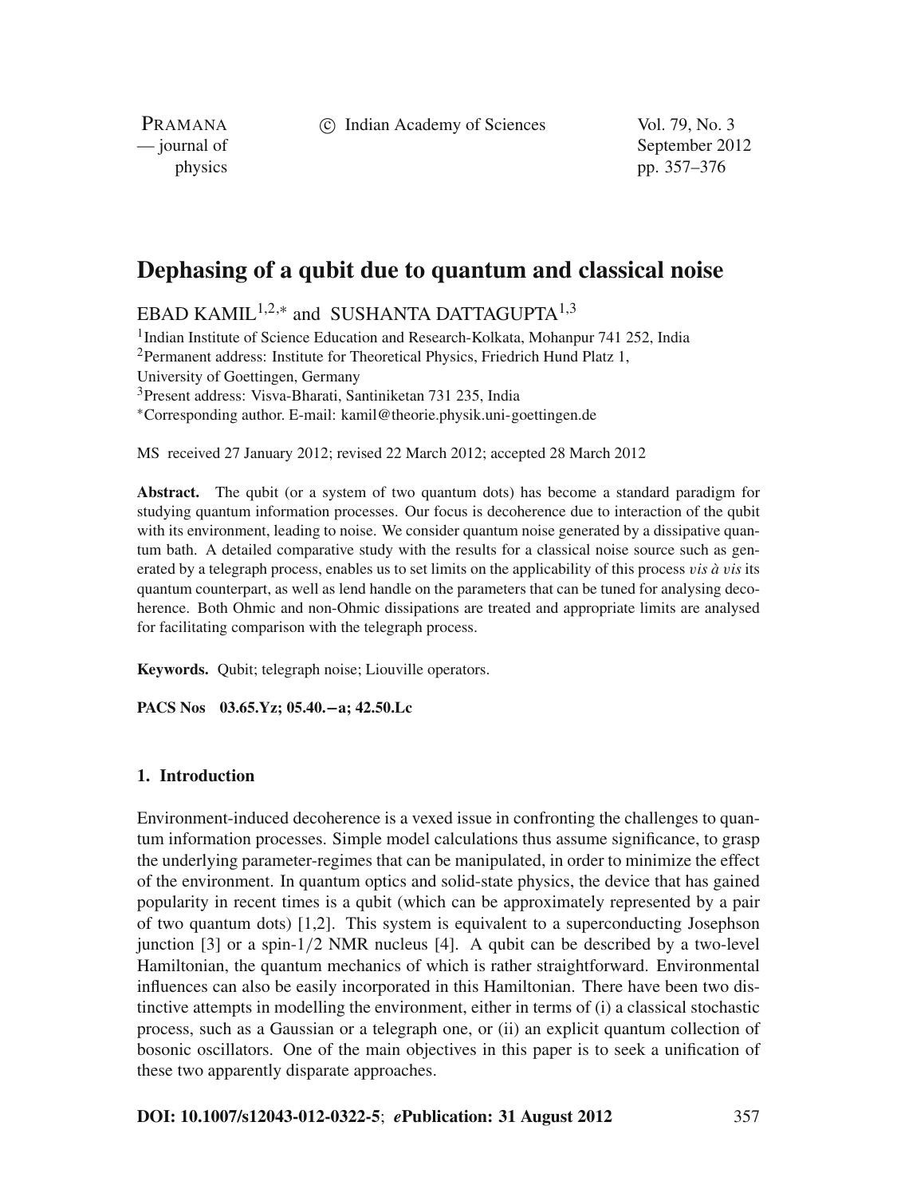# Dephasing of a qubit due to quantum and classical noise

EBAD KAMIL[1,2,*] and SUSHANTA DATTAGUPTA[1,3]

[1]Indian Institute of Science Education and Research-Kolkata, Mohanpur 741 252, India
[2]Permanent address: Institute for Theoretical Physics, Friedrich Hund Platz 1, University of Goettingen, Germany
[3]Present address: Visva-Bharati, Santiniketan 731 235, India
[*]Corresponding author. E-mail: kamil@theorie.physik.uni-goettingen.de

MS received 27 January 2012; revised 22 March 2012; accepted 28 March 2012

**Abstract.** The qubit (or a system of two quantum dots) has become a standard paradigm for studying quantum information processes. Our focus is decoherence due to interaction of the qubit with its environment, leading to noise. We consider quantum noise generated by a dissipative quantum bath. A detailed comparative study with the results for a classical noise source such as generated by a telegraph process, enables us to set limits on the applicability of this process *vis à vis* its quantum counterpart, as well as lend handle on the parameters that can be tuned for analysing decoherence. Both Ohmic and non-Ohmic dissipations are treated and appropriate limits are analysed for facilitating comparison with the telegraph process.

**Keywords.** Qubit; telegraph noise; Liouville operators.

**PACS Nos** 03.65.Yz; 05.40.−a; 42.50.Lc

## 1. Introduction

Environment-induced decoherence is a vexed issue in confronting the challenges to quantum information processes. Simple model calculations thus assume significance, to grasp the underlying parameter-regimes that can be manipulated, in order to minimize the effect of the environment. In quantum optics and solid-state physics, the device that has gained popularity in recent times is a qubit (which can be approximately represented by a pair of two quantum dots) [1,2]. This system is equivalent to a superconducting Josephson junction [3] or a spin-1/2 NMR nucleus [4]. A qubit can be described by a two-level Hamiltonian, the quantum mechanics of which is rather straightforward. Environmental influences can also be easily incorporated in this Hamiltonian. There have been two distinctive attempts in modelling the environment, either in terms of (i) a classical stochastic process, such as a Gaussian or a telegraph one, or (ii) an explicit quantum collection of bosonic oscillators. One of the main objectives in this paper is to seek a unification of these two apparently disparate approaches.

**DOI: 10.1007/s12043-012-0322-5**; ***e*****Publication: 31 August 2012**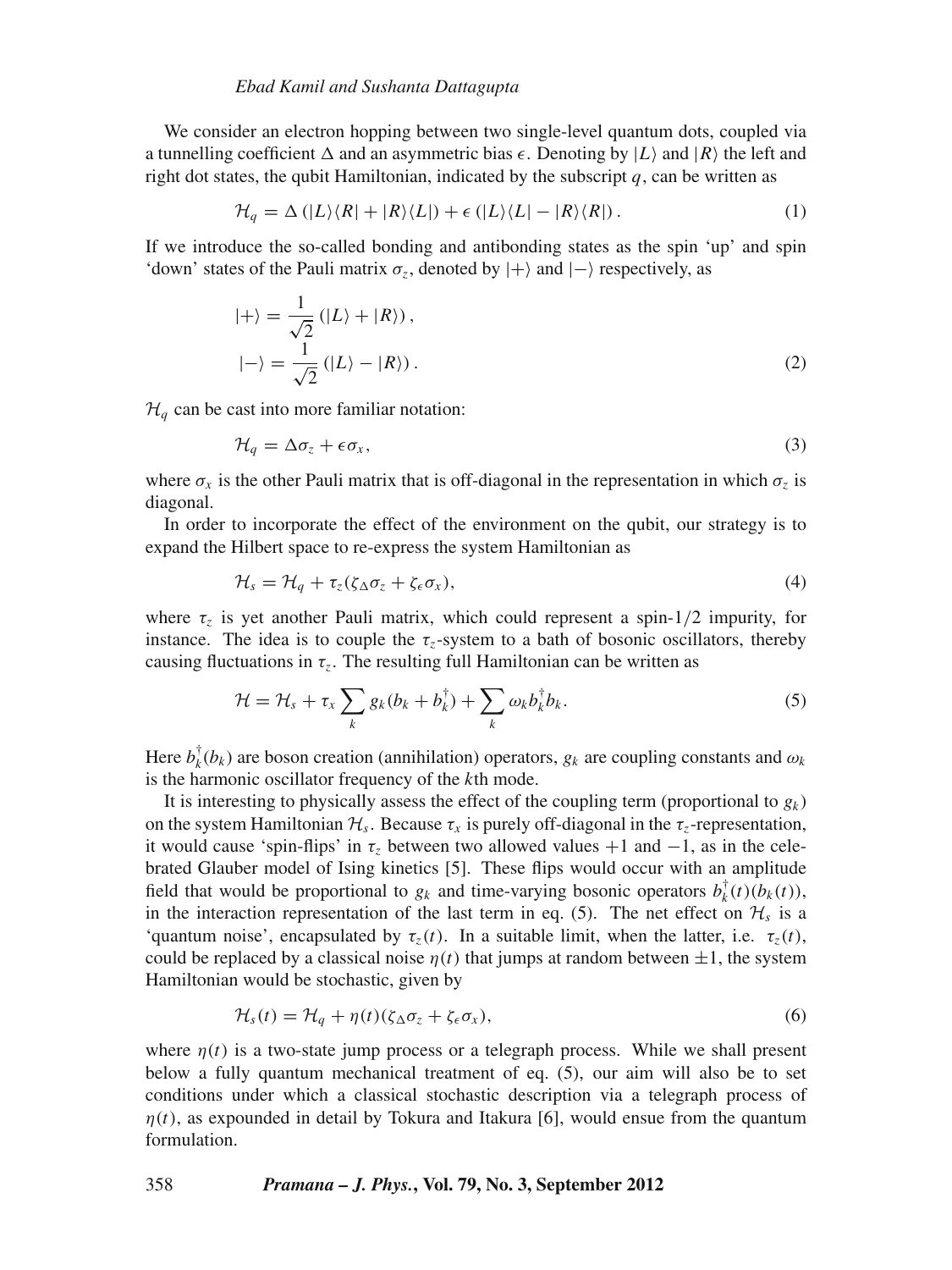We consider an electron hopping between two single-level quantum dots, coupled via a tunnelling coefficient $\Delta$ and an asymmetric bias $\epsilon$. Denoting by $|L\rangle$ and $|R\rangle$ the left and right dot states, the qubit Hamiltonian, indicated by the subscript $q$, can be written as

$$\mathcal{H}_q = \Delta\left(|L\rangle\langle R| + |R\rangle\langle L|\right) + \epsilon\left(|L\rangle\langle L| - |R\rangle\langle R|\right). \tag{1}$$

If we introduce the so-called bonding and antibonding states as the spin 'up' and spin 'down' states of the Pauli matrix $\sigma_z$, denoted by $|+\rangle$ and $|-\rangle$ respectively, as

$$\begin{aligned} |+\rangle &= \frac{1}{\sqrt{2}}\left(|L\rangle + |R\rangle\right), \\ |-\rangle &= \frac{1}{\sqrt{2}}\left(|L\rangle - |R\rangle\right). \end{aligned} \tag{2}$$

$\mathcal{H}_q$ can be cast into more familiar notation:

$$\mathcal{H}_q = \Delta\sigma_z + \epsilon\sigma_x, \tag{3}$$

where $\sigma_x$ is the other Pauli matrix that is off-diagonal in the representation in which $\sigma_z$ is diagonal.

In order to incorporate the effect of the environment on the qubit, our strategy is to expand the Hilbert space to re-express the system Hamiltonian as

$$\mathcal{H}_s = \mathcal{H}_q + \tau_z(\zeta_\Delta\sigma_z + \zeta_\epsilon\sigma_x), \tag{4}$$

where $\tau_z$ is yet another Pauli matrix, which could represent a spin-1/2 impurity, for instance. The idea is to couple the $\tau_z$-system to a bath of bosonic oscillators, thereby causing fluctuations in $\tau_z$. The resulting full Hamiltonian can be written as

$$\mathcal{H} = \mathcal{H}_s + \tau_x \sum_k g_k(b_k + b_k^\dagger) + \sum_k \omega_k b_k^\dagger b_k. \tag{5}$$

Here $b_k^\dagger(b_k)$ are boson creation (annihilation) operators, $g_k$ are coupling constants and $\omega_k$ is the harmonic oscillator frequency of the $k$th mode.

It is interesting to physically assess the effect of the coupling term (proportional to $g_k$) on the system Hamiltonian $\mathcal{H}_s$. Because $\tau_x$ is purely off-diagonal in the $\tau_z$-representation, it would cause 'spin-flips' in $\tau_z$ between two allowed values $+1$ and $-1$, as in the celebrated Glauber model of Ising kinetics [5]. These flips would occur with an amplitude field that would be proportional to $g_k$ and time-varying bosonic operators $b_k^\dagger(t)(b_k(t))$, in the interaction representation of the last term in eq. (5). The net effect on $\mathcal{H}_s$ is a 'quantum noise', encapsulated by $\tau_z(t)$. In a suitable limit, when the latter, i.e. $\tau_z(t)$, could be replaced by a classical noise $\eta(t)$ that jumps at random between $\pm 1$, the system Hamiltonian would be stochastic, given by

$$\mathcal{H}_s(t) = \mathcal{H}_q + \eta(t)(\zeta_\Delta\sigma_z + \zeta_\epsilon\sigma_x), \tag{6}$$

where $\eta(t)$ is a two-state jump process or a telegraph process. While we shall present below a fully quantum mechanical treatment of eq. (5), our aim will also be to set conditions under which a classical stochastic description via a telegraph process of $\eta(t)$, as expounded in detail by Tokura and Itakura [6], would ensue from the quantum formulation.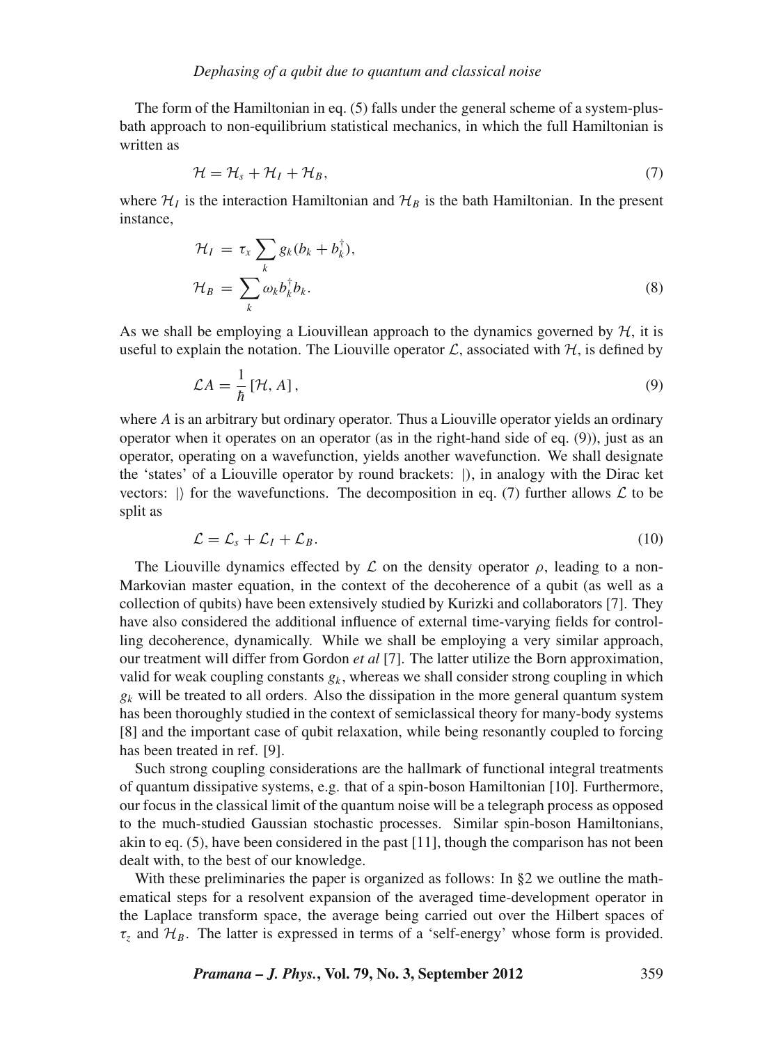The form of the Hamiltonian in eq. (5) falls under the general scheme of a system-plus-bath approach to non-equilibrium statistical mechanics, in which the full Hamiltonian is written as

$$\mathcal{H} = \mathcal{H}_s + \mathcal{H}_I + \mathcal{H}_B, \tag{7}$$

where $\mathcal{H}_I$ is the interaction Hamiltonian and $\mathcal{H}_B$ is the bath Hamiltonian. In the present instance,

$$\begin{aligned} \mathcal{H}_I &= \tau_x \sum_k g_k (b_k + b_k^\dagger), \\ \mathcal{H}_B &= \sum_k \omega_k b_k^\dagger b_k. \end{aligned} \tag{8}$$

As we shall be employing a Liouvillean approach to the dynamics governed by $\mathcal{H}$, it is useful to explain the notation. The Liouville operator $\mathcal{L}$, associated with $\mathcal{H}$, is defined by

$$\mathcal{L}A = \frac{1}{\hbar}\left[\mathcal{H}, A\right], \tag{9}$$

where $A$ is an arbitrary but ordinary operator. Thus a Liouville operator yields an ordinary operator when it operates on an operator (as in the right-hand side of eq. (9)), just as an operator, operating on a wavefunction, yields another wavefunction. We shall designate the 'states' of a Liouville operator by round brackets: $|)$, in analogy with the Dirac ket vectors: $|\rangle$ for the wavefunctions. The decomposition in eq. (7) further allows $\mathcal{L}$ to be split as

$$\mathcal{L} = \mathcal{L}_s + \mathcal{L}_I + \mathcal{L}_B. \tag{10}$$

The Liouville dynamics effected by $\mathcal{L}$ on the density operator $\rho$, leading to a non-Markovian master equation, in the context of the decoherence of a qubit (as well as a collection of qubits) have been extensively studied by Kurizki and collaborators [7]. They have also considered the additional influence of external time-varying fields for controlling decoherence, dynamically. While we shall be employing a very similar approach, our treatment will differ from Gordon *et al* [7]. The latter utilize the Born approximation, valid for weak coupling constants $g_k$, whereas we shall consider strong coupling in which $g_k$ will be treated to all orders. Also the dissipation in the more general quantum system has been thoroughly studied in the context of semiclassical theory for many-body systems [8] and the important case of qubit relaxation, while being resonantly coupled to forcing has been treated in ref. [9].

Such strong coupling considerations are the hallmark of functional integral treatments of quantum dissipative systems, e.g. that of a spin-boson Hamiltonian [10]. Furthermore, our focus in the classical limit of the quantum noise will be a telegraph process as opposed to the much-studied Gaussian stochastic processes. Similar spin-boson Hamiltonians, akin to eq. (5), have been considered in the past [11], though the comparison has not been dealt with, to the best of our knowledge.

With these preliminaries the paper is organized as follows: In §2 we outline the mathematical steps for a resolvent expansion of the averaged time-development operator in the Laplace transform space, the average being carried out over the Hilbert spaces of $\tau_z$ and $\mathcal{H}_B$. The latter is expressed in terms of a 'self-energy' whose form is provided.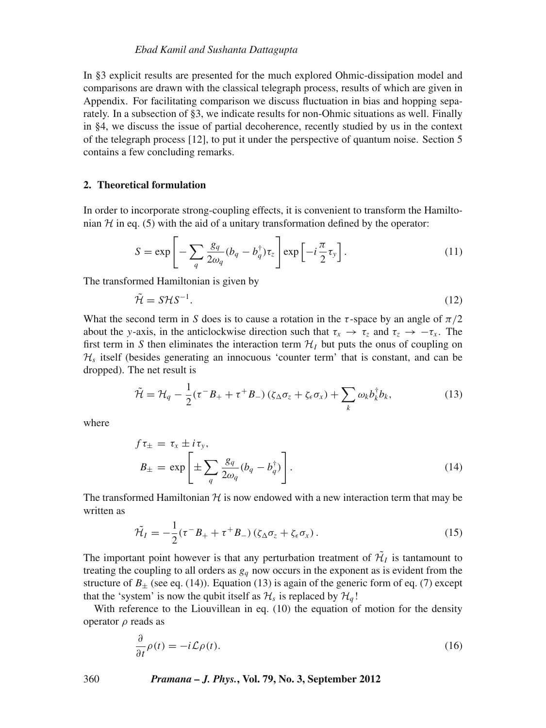In §3 explicit results are presented for the much explored Ohmic-dissipation model and comparisons are drawn with the classical telegraph process, results of which are given in Appendix. For facilitating comparison we discuss fluctuation in bias and hopping separately. In a subsection of §3, we indicate results for non-Ohmic situations as well. Finally in §4, we discuss the issue of partial decoherence, recently studied by us in the context of the telegraph process [12], to put it under the perspective of quantum noise. Section 5 contains a few concluding remarks.

## 2. Theoretical formulation

In order to incorporate strong-coupling effects, it is convenient to transform the Hamiltonian $\mathcal{H}$ in eq. (5) with the aid of a unitary transformation defined by the operator:

$$S = \exp\left[-\sum_q \frac{g_q}{2\omega_q}(b_q - b_q^\dagger)\tau_z\right] \exp\left[-i\frac{\pi}{2}\tau_y\right]. \tag{11}$$

The transformed Hamiltonian is given by

$$\tilde{\mathcal{H}} = S\mathcal{H}S^{-1}. \tag{12}$$

What the second term in $S$ does is to cause a rotation in the $\tau$-space by an angle of $\pi/2$ about the $y$-axis, in the anticlockwise direction such that $\tau_x \to \tau_z$ and $\tau_z \to -\tau_x$. The first term in $S$ then eliminates the interaction term $\mathcal{H}_I$ but puts the onus of coupling on $\mathcal{H}_s$ itself (besides generating an innocuous 'counter term' that is constant, and can be dropped). The net result is

$$\tilde{\mathcal{H}} = \mathcal{H}_q - \frac{1}{2}(\tau^- B_+ + \tau^+ B_-)\,(\zeta_\Delta \sigma_z + \zeta_\epsilon \sigma_x) + \sum_k \omega_k b_k^\dagger b_k, \tag{13}$$

where

$$\begin{aligned} f\tau_\pm &= \tau_x \pm i\tau_y, \\ B_\pm &= \exp\left[\pm\sum_q \frac{g_q}{2\omega_q}(b_q - b_q^\dagger)\right]. \end{aligned} \tag{14}$$

The transformed Hamiltonian $\mathcal{H}$ is now endowed with a new interaction term that may be written as

$$\tilde{\mathcal{H}_I} = -\frac{1}{2}(\tau^- B_+ + \tau^+ B_-)\,(\zeta_\Delta \sigma_z + \zeta_\epsilon \sigma_x). \tag{15}$$

The important point however is that any perturbation treatment of $\tilde{\mathcal{H}_I}$ is tantamount to treating the coupling to all orders as $g_q$ now occurs in the exponent as is evident from the structure of $B_\pm$ (see eq. (14)). Equation (13) is again of the generic form of eq. (7) except that the 'system' is now the qubit itself as $\mathcal{H}_s$ is replaced by $\mathcal{H}_q$!

With reference to the Liouvillean in eq. (10) the equation of motion for the density operator $\rho$ reads as

$$\frac{\partial}{\partial t}\rho(t) = -i\mathcal{L}\rho(t). \tag{16}$$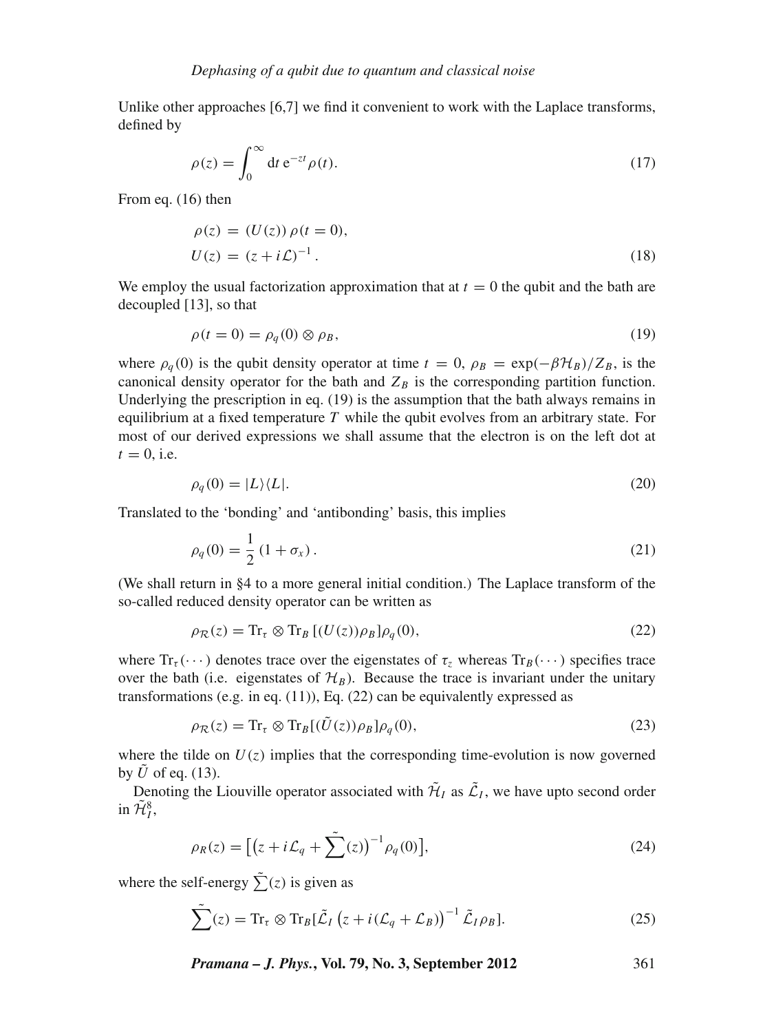Unlike other approaches [6,7] we find it convenient to work with the Laplace transforms, defined by

$$\rho(z) = \int_0^\infty \mathrm{d}t\, \mathrm{e}^{-zt} \rho(t). \tag{17}$$

From eq. (16) then

$$\begin{aligned} \rho(z) &= (U(z))\, \rho(t=0), \\ U(z) &= (z + i\mathcal{L})^{-1}. \end{aligned} \tag{18}$$

We employ the usual factorization approximation that at $t = 0$ the qubit and the bath are decoupled [13], so that

$$\rho(t=0) = \rho_q(0) \otimes \rho_B, \tag{19}$$

where $\rho_q(0)$ is the qubit density operator at time $t = 0$, $\rho_B = \exp(-\beta\mathcal{H}_B)/Z_B$, is the canonical density operator for the bath and $Z_B$ is the corresponding partition function. Underlying the prescription in eq. (19) is the assumption that the bath always remains in equilibrium at a fixed temperature $T$ while the qubit evolves from an arbitrary state. For most of our derived expressions we shall assume that the electron is on the left dot at $t = 0$, i.e.

$$\rho_q(0) = |L\rangle\langle L|. \tag{20}$$

Translated to the 'bonding' and 'antibonding' basis, this implies

$$\rho_q(0) = \frac{1}{2}\left(1 + \sigma_x\right). \tag{21}$$

(We shall return in §4 to a more general initial condition.) The Laplace transform of the so-called reduced density operator can be written as

$$\rho_{\mathcal{R}}(z) = \mathrm{Tr}_\tau \otimes \mathrm{Tr}_B\left[(U(z))\rho_B\right]\rho_q(0), \tag{22}$$

where $\mathrm{Tr}_\tau(\cdots)$ denotes trace over the eigenstates of $\tau_z$ whereas $\mathrm{Tr}_B(\cdots)$ specifies trace over the bath (i.e. eigenstates of $\mathcal{H}_B$). Because the trace is invariant under the unitary transformations (e.g. in eq. (11)), Eq. (22) can be equivalently expressed as

$$\rho_{\mathcal{R}}(z) = \mathrm{Tr}_\tau \otimes \mathrm{Tr}_B[(\tilde{U}(z))\rho_B]\rho_q(0), \tag{23}$$

where the tilde on $U(z)$ implies that the corresponding time-evolution is now governed by $\tilde{U}$ of eq. (13).

Denoting the Liouville operator associated with $\tilde{\mathcal{H}}_I$ as $\tilde{\mathcal{L}}_I$, we have upto second order in $\tilde{\mathcal{H}}_I$[8],

$$\rho_R(z) = \left[\left(z + i\mathcal{L}_q + \tilde{\sum}(z)\right)^{-1} \rho_q(0)\right], \tag{24}$$

where the self-energy $\tilde{\sum}(z)$ is given as

$$\tilde{\sum}(z) = \mathrm{Tr}_\tau \otimes \mathrm{Tr}_B[\tilde{\mathcal{L}}_I\left(z + i(\mathcal{L}_q + \mathcal{L}_B)\right)^{-1} \tilde{\mathcal{L}}_I \rho_B]. \tag{25}$$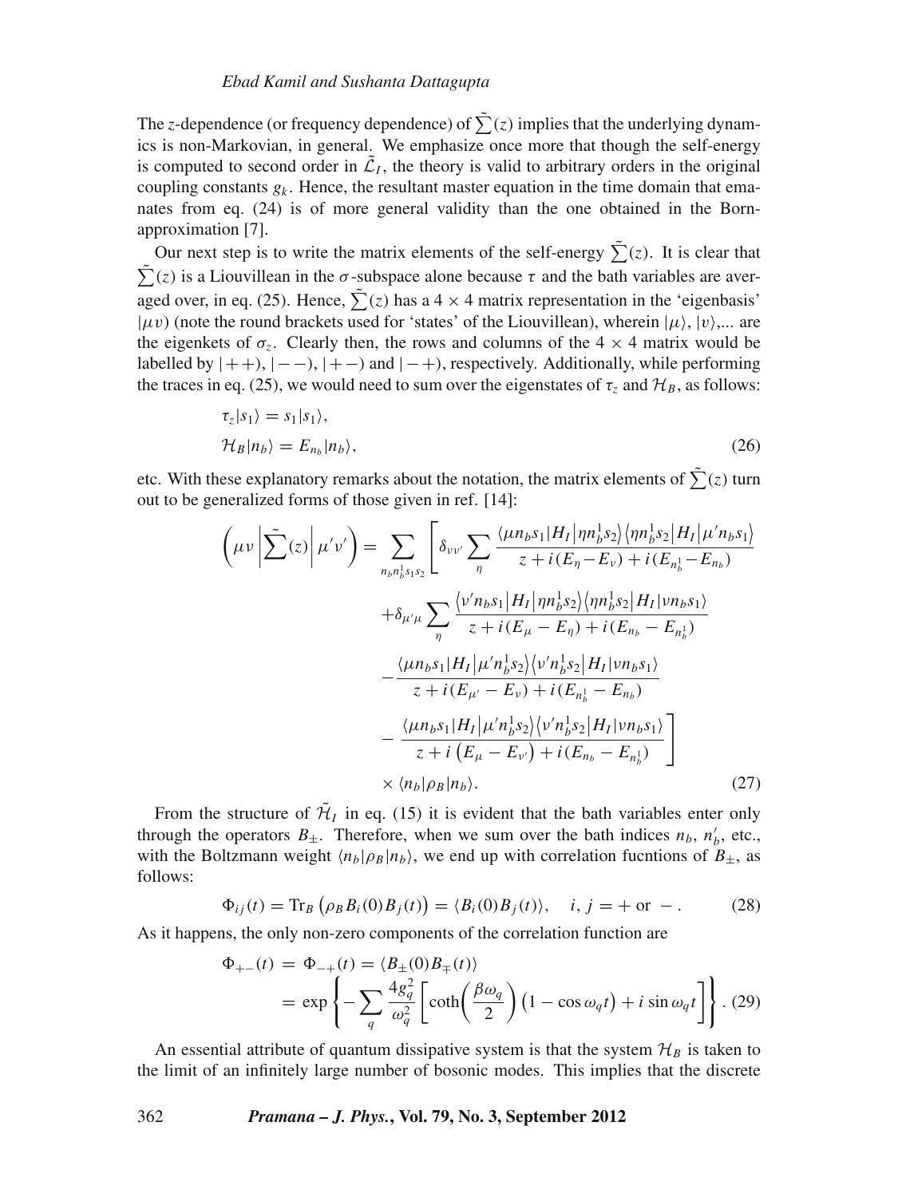The $z$-dependence (or frequency dependence) of $\tilde{\sum}(z)$ implies that the underlying dynamics is non-Markovian, in general. We emphasize once more that though the self-energy is computed to second order in $\tilde{\mathcal{L}}_I$, the theory is valid to arbitrary orders in the original coupling constants $g_k$. Hence, the resultant master equation in the time domain that emanates from eq. (24) is of more general validity than the one obtained in the Born-approximation [7].

Our next step is to write the matrix elements of the self-energy $\tilde{\sum}(z)$. It is clear that $\tilde{\sum}(z)$ is a Liouvillean in the $\sigma$-subspace alone because $\tau$ and the bath variables are averaged over, in eq. (25). Hence, $\tilde{\sum}(z)$ has a $4 \times 4$ matrix representation in the 'eigenbasis' $|\mu\upsilon)$ (note the round brackets used for 'states' of the Liouvillean), wherein $|\mu\rangle$, $|\upsilon\rangle$,... are the eigenkets of $\sigma_z$. Clearly then, the rows and columns of the $4 \times 4$ matrix would be labelled by $|++)$, $|--)$, $|+-)$ and $|-+)$, respectively. Additionally, while performing the traces in eq. (25), we would need to sum over the eigenstates of $\tau_z$ and $\mathcal{H}_B$, as follows:

$$
\begin{aligned}
&\tau_z|s_1\rangle = s_1|s_1\rangle, \\
&\mathcal{H}_B|n_b\rangle = E_{n_b}|n_b\rangle,
\end{aligned}
\tag{26}
$$

etc. With these explanatory remarks about the notation, the matrix elements of $\tilde{\sum}(z)$ turn out to be generalized forms of those given in ref. [14]:

$$
\begin{aligned}
\left(\mu\nu\left|\tilde{\sum}(z)\right|\mu'\nu'\right) = \sum_{n_b n_b^1 s_1 s_2} \Bigg[ & \delta_{\nu\nu'} \sum_{\eta} \frac{\langle \mu n_b s_1|H_I|\eta n_b^1 s_2\rangle\langle \eta n_b^1 s_2|H_I|\mu' n_b s_1\rangle}{z + i(E_\eta - E_\nu) + i(E_{n_b^1} - E_{n_b})} \\
& + \delta_{\mu'\mu} \sum_{\eta} \frac{\langle \nu' n_b s_1|H_I|\eta n_b^1 s_2\rangle\langle \eta n_b^1 s_2|H_I|\nu n_b s_1\rangle}{z + i(E_\mu - E_\eta) + i(E_{n_b} - E_{n_b^1})} \\
& - \frac{\langle \mu n_b s_1|H_I|\mu' n_b^1 s_2\rangle\langle \nu' n_b^1 s_2|H_I|\nu n_b s_1\rangle}{z + i(E_{\mu'} - E_\nu) + i(E_{n_b^1} - E_{n_b})} \\
& - \frac{\langle \mu n_b s_1|H_I|\mu' n_b^1 s_2\rangle\langle \nu' n_b^1 s_2|H_I|\nu n_b s_1\rangle}{z + i\left(E_\mu - E_{\nu'}\right) + i(E_{n_b} - E_{n_b^1})} \Bigg] \\
& \times \langle n_b|\rho_B|n_b\rangle.
\end{aligned}
\tag{27}
$$

From the structure of $\tilde{\mathcal{H}}_I$ in eq. (15) it is evident that the bath variables enter only through the operators $B_\pm$. Therefore, when we sum over the bath indices $n_b$, $n_b'$, etc., with the Boltzmann weight $\langle n_b|\rho_B|n_b\rangle$, we end up with correlation fucntions of $B_\pm$, as follows:

$$
\Phi_{ij}(t) = \mathrm{Tr}_B\left(\rho_B B_i(0) B_j(t)\right) = \langle B_i(0) B_j(t)\rangle, \quad i, j = + \text{ or } -. \tag{28}
$$

As it happens, the only non-zero components of the correlation function are

$$
\begin{aligned}
\Phi_{+-}(t) &= \Phi_{-+}(t) = \langle B_\pm(0) B_\mp(t)\rangle \\
&= \exp\left\{ -\sum_q \frac{4g_q^2}{\omega_q^2}\left[\coth\left(\frac{\beta\omega_q}{2}\right)\left(1 - \cos\omega_q t\right) + i\sin\omega_q t\right]\right\}.
\end{aligned}
\tag{29}
$$

An essential attribute of quantum dissipative system is that the system $\mathcal{H}_B$ is taken to the limit of an infinitely large number of bosonic modes. This implies that the discrete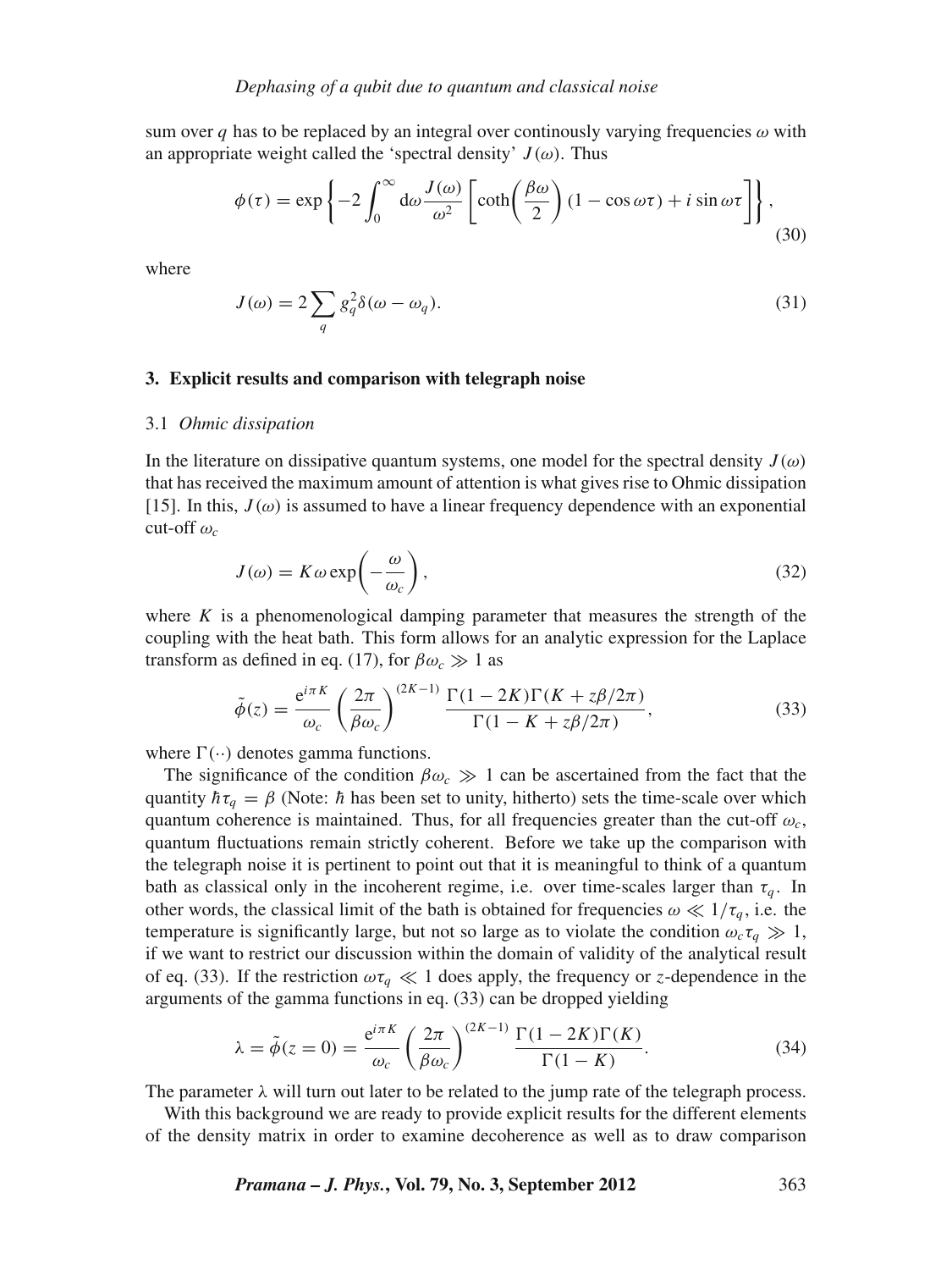sum over $q$ has to be replaced by an integral over continously varying frequencies $\omega$ with an appropriate weight called the 'spectral density' $J(\omega)$. Thus

$$\phi(\tau) = \exp\left\{-2\int_0^\infty \mathrm{d}\omega \frac{J(\omega)}{\omega^2}\left[\coth\left(\frac{\beta\omega}{2}\right)(1-\cos\omega\tau) + i\sin\omega\tau\right]\right\}, \tag{30}$$

where

$$J(\omega) = 2\sum_q g_q^2 \delta(\omega - \omega_q). \tag{31}$$

## 3. Explicit results and comparison with telegraph noise

### 3.1 *Ohmic dissipation*

In the literature on dissipative quantum systems, one model for the spectral density $J(\omega)$ that has received the maximum amount of attention is what gives rise to Ohmic dissipation [15]. In this, $J(\omega)$ is assumed to have a linear frequency dependence with an exponential cut-off $\omega_c$

$$J(\omega) = K\omega \exp\left(-\frac{\omega}{\omega_c}\right), \tag{32}$$

where $K$ is a phenomenological damping parameter that measures the strength of the coupling with the heat bath. This form allows for an analytic expression for the Laplace transform as defined in eq. (17), for $\beta\omega_c \gg 1$ as

$$\tilde{\phi}(z) = \frac{\mathrm{e}^{i\pi K}}{\omega_c}\left(\frac{2\pi}{\beta\omega_c}\right)^{(2K-1)} \frac{\Gamma(1-2K)\Gamma(K + z\beta/2\pi)}{\Gamma(1-K+z\beta/2\pi)}, \tag{33}$$

where $\Gamma(\cdot\cdot)$ denotes gamma functions.

The significance of the condition $\beta\omega_c \gg 1$ can be ascertained from the fact that the quantity $\hbar\tau_q = \beta$ (Note: $\hbar$ has been set to unity, hitherto) sets the time-scale over which quantum coherence is maintained. Thus, for all frequencies greater than the cut-off $\omega_c$, quantum fluctuations remain strictly coherent. Before we take up the comparison with the telegraph noise it is pertinent to point out that it is meaningful to think of a quantum bath as classical only in the incoherent regime, i.e. over time-scales larger than $\tau_q$. In other words, the classical limit of the bath is obtained for frequencies $\omega \ll 1/\tau_q$, i.e. the temperature is significantly large, but not so large as to violate the condition $\omega_c\tau_q \gg 1$, if we want to restrict our discussion within the domain of validity of the analytical result of eq. (33). If the restriction $\omega\tau_q \ll 1$ does apply, the frequency or $z$-dependence in the arguments of the gamma functions in eq. (33) can be dropped yielding

$$\lambda = \tilde{\phi}(z=0) = \frac{\mathrm{e}^{i\pi K}}{\omega_c}\left(\frac{2\pi}{\beta\omega_c}\right)^{(2K-1)} \frac{\Gamma(1-2K)\Gamma(K)}{\Gamma(1-K)}. \tag{34}$$

The parameter $\lambda$ will turn out later to be related to the jump rate of the telegraph process.

With this background we are ready to provide explicit results for the different elements of the density matrix in order to examine decoherence as well as to draw comparison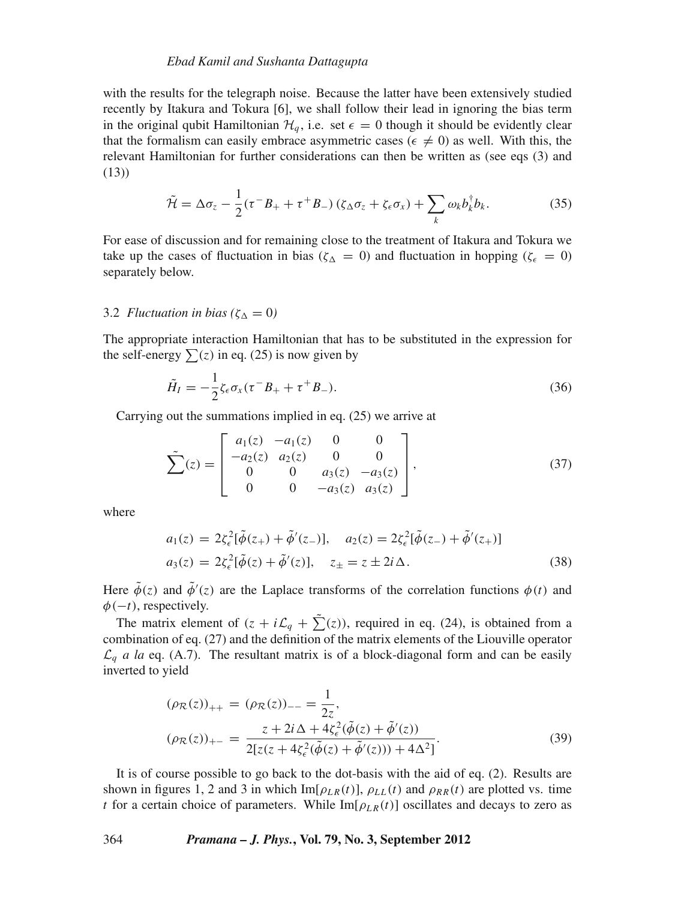with the results for the telegraph noise. Because the latter have been extensively studied recently by Itakura and Tokura [6], we shall follow their lead in ignoring the bias term in the original qubit Hamiltonian $\mathcal{H}_q$, i.e. set $\epsilon = 0$ though it should be evidently clear that the formalism can easily embrace asymmetric cases ($\epsilon \neq 0$) as well. With this, the relevant Hamiltonian for further considerations can then be written as (see eqs (3) and (13))

$$\tilde{\mathcal{H}} = \Delta\sigma_z - \frac{1}{2}(\tau^- B_+ + \tau^+ B_-)(\zeta_\Delta \sigma_z + \zeta_\epsilon \sigma_x) + \sum_k \omega_k b_k^\dagger b_k. \tag{35}$$

For ease of discussion and for remaining close to the treatment of Itakura and Tokura we take up the cases of fluctuation in bias ($\zeta_\Delta = 0$) and fluctuation in hopping ($\zeta_\epsilon = 0$) separately below.

### 3.2 *Fluctuation in bias ($\zeta_\Delta = 0$)*

The appropriate interaction Hamiltonian that has to be substituted in the expression for the self-energy $\sum(z)$ in eq. (25) is now given by

$$\tilde{H}_I = -\frac{1}{2}\zeta_\epsilon \sigma_x (\tau^- B_+ + \tau^+ B_-). \tag{36}$$

Carrying out the summations implied in eq. (25) we arrive at

$$\tilde{\sum}(z) = \begin{bmatrix} a_1(z) & -a_1(z) & 0 & 0 \\ -a_2(z) & a_2(z) & 0 & 0 \\ 0 & 0 & a_3(z) & -a_3(z) \\ 0 & 0 & -a_3(z) & a_3(z) \end{bmatrix}, \tag{37}$$

where

$$\begin{aligned} a_1(z) &= 2\zeta_\epsilon^2[\tilde{\phi}(z_+) + \tilde{\phi}'(z_-)], \quad a_2(z) = 2\zeta_\epsilon^2[\tilde{\phi}(z_-) + \tilde{\phi}'(z_+)] \\ a_3(z) &= 2\zeta_\epsilon^2[\tilde{\phi}(z) + \tilde{\phi}'(z)], \quad z_\pm = z \pm 2i\Delta. \end{aligned} \tag{38}$$

Here $\tilde{\phi}(z)$ and $\tilde{\phi}'(z)$ are the Laplace transforms of the correlation functions $\phi(t)$ and $\phi(-t)$, respectively.

The matrix element of $(z + i\mathcal{L}_q + \tilde{\sum}(z))$, required in eq. (24), is obtained from a combination of eq. (27) and the definition of the matrix elements of the Liouville operator $\mathcal{L}_q$ *a la* eq. (A.7). The resultant matrix is of a block-diagonal form and can be easily inverted to yield

$$\begin{aligned} (\rho_{\mathcal{R}}(z))_{++} &= (\rho_{\mathcal{R}}(z))_{--} = \frac{1}{2z}, \\ (\rho_{\mathcal{R}}(z))_{+-} &= \frac{z + 2i\Delta + 4\zeta_\epsilon^2(\tilde{\phi}(z) + \tilde{\phi}'(z))}{2[z(z + 4\zeta_\epsilon^2(\tilde{\phi}(z) + \tilde{\phi}'(z))) + 4\Delta^2]}. \end{aligned} \tag{39}$$

It is of course possible to go back to the dot-basis with the aid of eq. (2). Results are shown in figures 1, 2 and 3 in which $\text{Im}[\rho_{LR}(t)]$, $\rho_{LL}(t)$ and $\rho_{RR}(t)$ are plotted vs. time $t$ for a certain choice of parameters. While $\text{Im}[\rho_{LR}(t)]$ oscillates and decays to zero as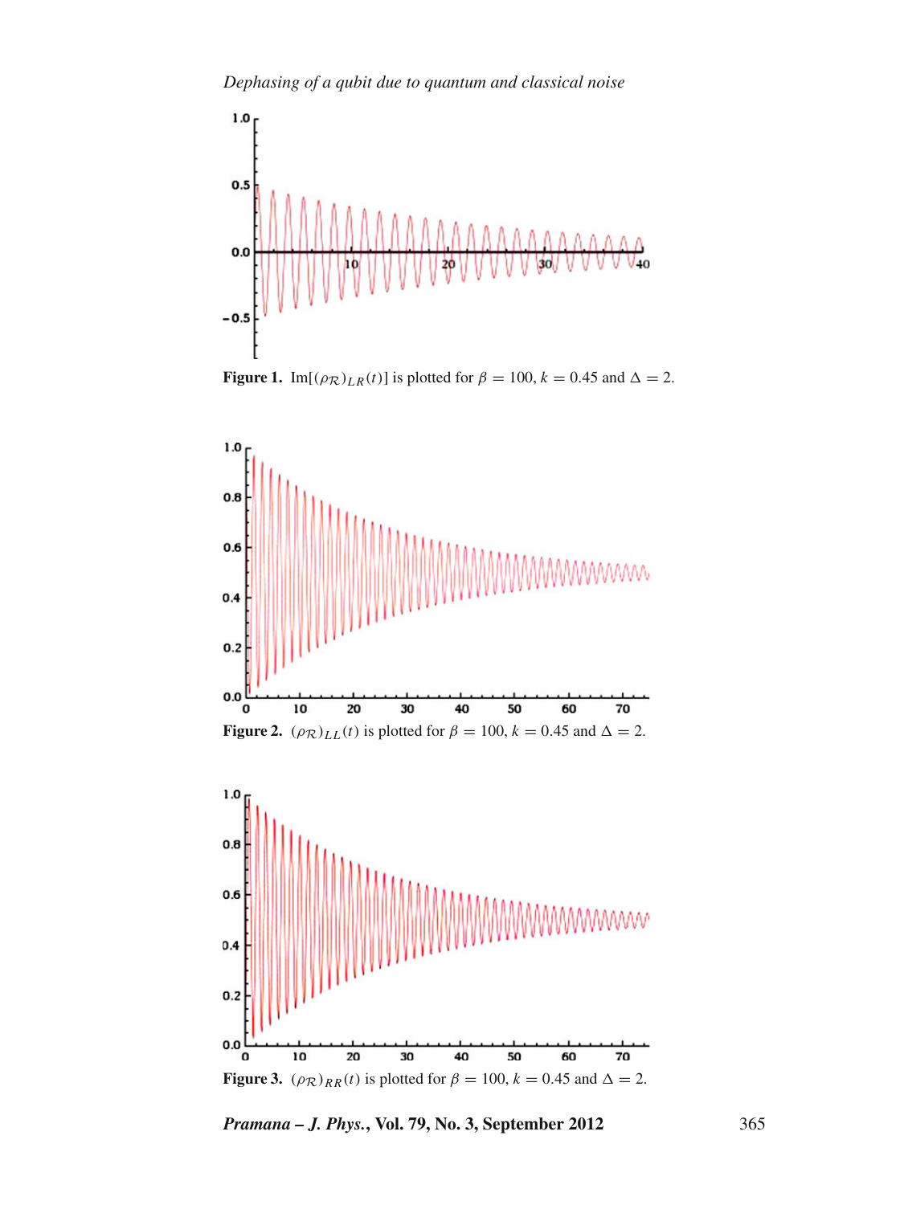**Figure 1.** $\mathrm{Im}[(\rho_{\mathcal{R}})_{LR}(t)]$ is plotted for $\beta = 100$, $k = 0.45$ and $\Delta = 2$.

**Figure 2.** $(\rho_{\mathcal{R}})_{LL}(t)$ is plotted for $\beta = 100$, $k = 0.45$ and $\Delta = 2$.

**Figure 3.** $(\rho_{\mathcal{R}})_{RR}(t)$ is plotted for $\beta = 100$, $k = 0.45$ and $\Delta = 2$.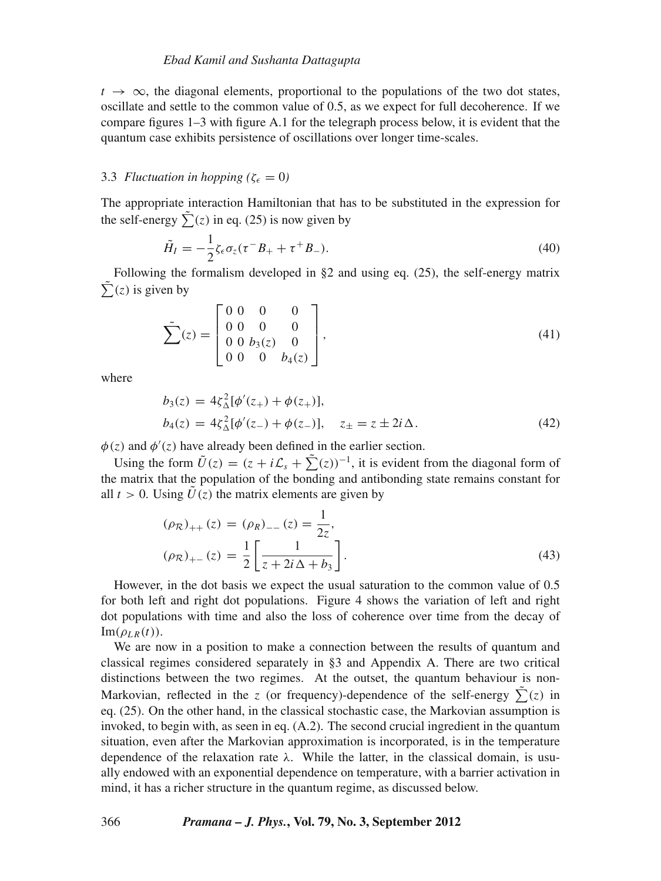$t \rightarrow \infty$, the diagonal elements, proportional to the populations of the two dot states, oscillate and settle to the common value of 0.5, as we expect for full decoherence. If we compare figures 1–3 with figure A.1 for the telegraph process below, it is evident that the quantum case exhibits persistence of oscillations over longer time-scales.

### 3.3 *Fluctuation in hopping ($\zeta_\epsilon = 0$)*

The appropriate interaction Hamiltonian that has to be substituted in the expression for the self-energy $\tilde{\sum}(z)$ in eq. (25) is now given by

$$\tilde{H}_I = -\frac{1}{2}\zeta_\epsilon \sigma_z (\tau^- B_+ + \tau^+ B_-). \tag{40}$$

Following the formalism developed in §2 and using eq. (25), the self-energy matrix $\tilde{\sum}(z)$ is given by

$$\tilde{\sum}(z) = \begin{bmatrix} 0 & 0 & 0 & 0 \\ 0 & 0 & 0 & 0 \\ 0 & 0 & b_3(z) & 0 \\ 0 & 0 & 0 & b_4(z) \end{bmatrix}, \tag{41}$$

where

$$\begin{aligned} b_3(z) &= 4\zeta_\Delta^2[\phi'(z_+) + \phi(z_+)], \\ b_4(z) &= 4\zeta_\Delta^2[\phi'(z_-) + \phi(z_-)], \quad z_\pm = z \pm 2i\Delta. \end{aligned} \tag{42}$$

$\phi(z)$ and $\phi'(z)$ have already been defined in the earlier section.

Using the form $\tilde{U}(z) = (z + i\mathcal{L}_s + \tilde{\sum}(z))^{-1}$, it is evident from the diagonal form of the matrix that the population of the bonding and antibonding state remains constant for all $t > 0$. Using $\tilde{U}(z)$ the matrix elements are given by

$$\begin{aligned} (\rho_{\mathcal{R}})_{++}(z) &= (\rho_R)_{--}(z) = \frac{1}{2z}, \\ (\rho_{\mathcal{R}})_{+-}(z) &= \frac{1}{2}\left[\frac{1}{z + 2i\Delta + b_3}\right]. \end{aligned} \tag{43}$$

However, in the dot basis we expect the usual saturation to the common value of 0.5 for both left and right dot populations. Figure 4 shows the variation of left and right dot populations with time and also the loss of coherence over time from the decay of $\mathrm{Im}(\rho_{LR}(t))$.

We are now in a position to make a connection between the results of quantum and classical regimes considered separately in §3 and Appendix A. There are two critical distinctions between the two regimes. At the outset, the quantum behaviour is non-Markovian, reflected in the $z$ (or frequency)-dependence of the self-energy $\tilde{\sum}(z)$ in eq. (25). On the other hand, in the classical stochastic case, the Markovian assumption is invoked, to begin with, as seen in eq. (A.2). The second crucial ingredient in the quantum situation, even after the Markovian approximation is incorporated, is in the temperature dependence of the relaxation rate $\lambda$. While the latter, in the classical domain, is usually endowed with an exponential dependence on temperature, with a barrier activation in mind, it has a richer structure in the quantum regime, as discussed below.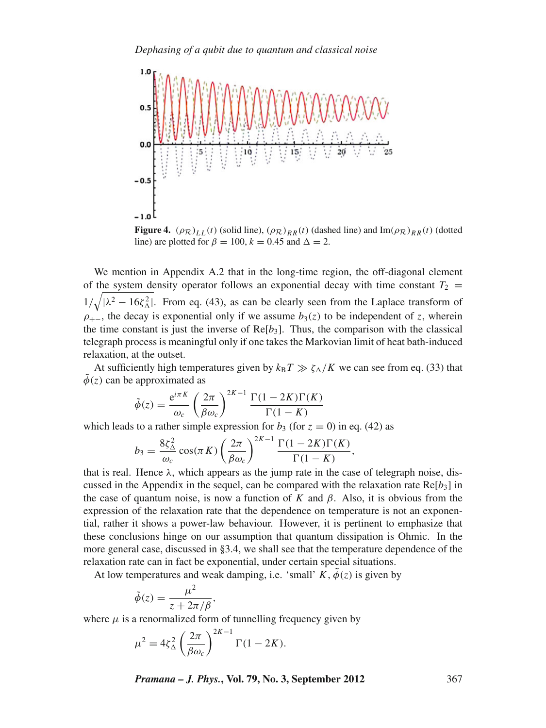**Figure 4.** $(\rho_{\mathcal{R}})_{LL}(t)$ (solid line), $(\rho_{\mathcal{R}})_{RR}(t)$ (dashed line) and $\text{Im}(\rho_{\mathcal{R}})_{RR}(t)$ (dotted line) are plotted for $\beta = 100$, $k = 0.45$ and $\Delta = 2$.

We mention in Appendix A.2 that in the long-time region, the off-diagonal element of the system density operator follows an exponential decay with time constant $T_2 = 1/\sqrt{|\lambda^2 - 16\zeta_\Delta^2|}$. From eq. (43), as can be clearly seen from the Laplace transform of $\rho_{+-}$, the decay is exponential only if we assume $b_3(z)$ to be independent of $z$, wherein the time constant is just the inverse of $\text{Re}[b_3]$. Thus, the comparison with the classical telegraph process is meaningful only if one takes the Markovian limit of heat bath-induced relaxation, at the outset.

At sufficiently high temperatures given by $k_B T \gg \zeta_\Delta / K$ we can see from eq. (33) that $\tilde{\phi}(z)$ can be approximated as

$$\tilde{\phi}(z) = \frac{e^{i\pi K}}{\omega_c} \left( \frac{2\pi}{\beta\omega_c} \right)^{2K-1} \frac{\Gamma(1-2K)\Gamma(K)}{\Gamma(1-K)}$$

which leads to a rather simple expression for $b_3$ (for $z = 0$) in eq. (42) as

$$b_3 = \frac{8\zeta_\Delta^2}{\omega_c} \cos(\pi K) \left( \frac{2\pi}{\beta\omega_c} \right)^{2K-1} \frac{\Gamma(1-2K)\Gamma(K)}{\Gamma(1-K)},$$

that is real. Hence $\lambda$, which appears as the jump rate in the case of telegraph noise, discussed in the Appendix in the sequel, can be compared with the relaxation rate $\text{Re}[b_3]$ in the case of quantum noise, is now a function of $K$ and $\beta$. Also, it is obvious from the expression of the relaxation rate that the dependence on temperature is not an exponential, rather it shows a power-law behaviour. However, it is pertinent to emphasize that these conclusions hinge on our assumption that quantum dissipation is Ohmic. In the more general case, discussed in §3.4, we shall see that the temperature dependence of the relaxation rate can in fact be exponential, under certain special situations.

At low temperatures and weak damping, i.e. 'small' $K$, $\tilde{\phi}(z)$ is given by

$$\tilde{\phi}(z) = \frac{\mu^2}{z + 2\pi/\beta},$$

where $\mu$ is a renormalized form of tunnelling frequency given by

$$\mu^2 = 4\zeta_\Delta^2 \left( \frac{2\pi}{\beta\omega_c} \right)^{2K-1} \Gamma(1-2K).$$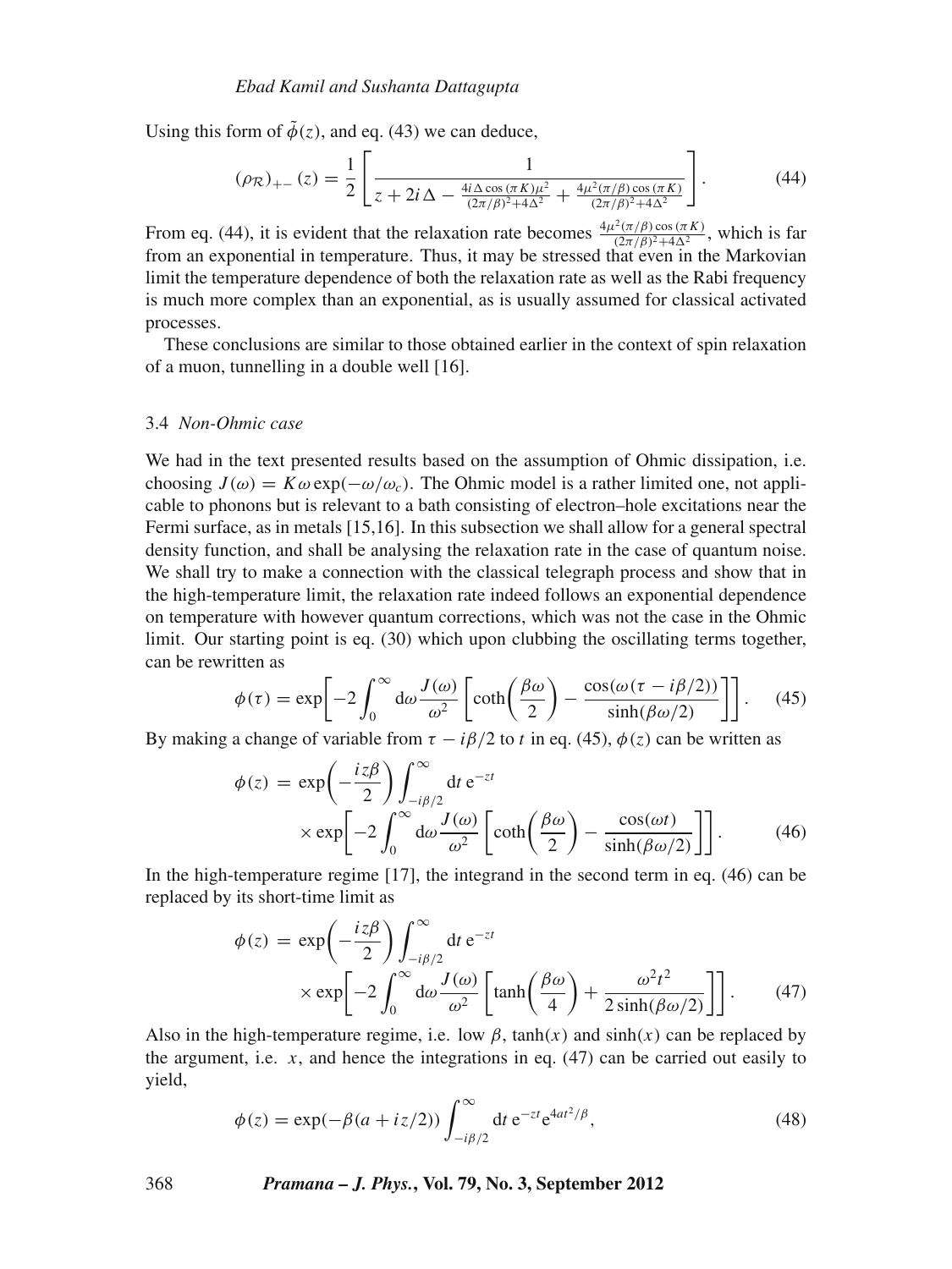Using this form of $\tilde{\phi}(z)$, and eq. (43) we can deduce,

$$(\rho_{\mathcal{R}})_{+-}(z) = \frac{1}{2}\left[\frac{1}{z + 2i\Delta - \frac{4i\Delta\cos(\pi K)\mu^2}{(2\pi/\beta)^2+4\Delta^2} + \frac{4\mu^2(\pi/\beta)\cos(\pi K)}{(2\pi/\beta)^2+4\Delta^2}}\right]. \tag{44}$$

From eq. (44), it is evident that the relaxation rate becomes $\frac{4\mu^2(\pi/\beta)\cos(\pi K)}{(2\pi/\beta)^2+4\Delta^2}$, which is far from an exponential in temperature. Thus, it may be stressed that even in the Markovian limit the temperature dependence of both the relaxation rate as well as the Rabi frequency is much more complex than an exponential, as is usually assumed for classical activated processes.

These conclusions are similar to those obtained earlier in the context of spin relaxation of a muon, tunnelling in a double well [16].

### 3.4 *Non-Ohmic case*

We had in the text presented results based on the assumption of Ohmic dissipation, i.e. choosing $J(\omega) = K\omega\exp(-\omega/\omega_c)$. The Ohmic model is a rather limited one, not applicable to phonons but is relevant to a bath consisting of electron–hole excitations near the Fermi surface, as in metals [15,16]. In this subsection we shall allow for a general spectral density function, and shall be analysing the relaxation rate in the case of quantum noise. We shall try to make a connection with the classical telegraph process and show that in the high-temperature limit, the relaxation rate indeed follows an exponential dependence on temperature with however quantum corrections, which was not the case in the Ohmic limit. Our starting point is eq. (30) which upon clubbing the oscillating terms together, can be rewritten as

$$\phi(\tau) = \exp\left[-2\int_0^\infty \mathrm{d}\omega \frac{J(\omega)}{\omega^2}\left[\coth\left(\frac{\beta\omega}{2}\right) - \frac{\cos(\omega(\tau - i\beta/2))}{\sinh(\beta\omega/2)}\right]\right]. \tag{45}$$

By making a change of variable from $\tau - i\beta/2$ to $t$ in eq. (45), $\phi(z)$ can be written as

$$\begin{aligned}\phi(z) &= \exp\left(-\frac{iz\beta}{2}\right)\int_{-i\beta/2}^\infty \mathrm{d}t\, \mathrm{e}^{-zt} \\ &\quad\times \exp\left[-2\int_0^\infty \mathrm{d}\omega \frac{J(\omega)}{\omega^2}\left[\coth\left(\frac{\beta\omega}{2}\right) - \frac{\cos(\omega t)}{\sinh(\beta\omega/2)}\right]\right]. \end{aligned}\tag{46}$$

In the high-temperature regime [17], the integrand in the second term in eq. (46) can be replaced by its short-time limit as

$$\begin{aligned}\phi(z) &= \exp\left(-\frac{iz\beta}{2}\right)\int_{-i\beta/2}^\infty \mathrm{d}t\, \mathrm{e}^{-zt} \\ &\quad\times \exp\left[-2\int_0^\infty \mathrm{d}\omega \frac{J(\omega)}{\omega^2}\left[\tanh\left(\frac{\beta\omega}{4}\right) + \frac{\omega^2 t^2}{2\sinh(\beta\omega/2)}\right]\right]. \end{aligned}\tag{47}$$

Also in the high-temperature regime, i.e. low $\beta$, $\tanh(x)$ and $\sinh(x)$ can be replaced by the argument, i.e. $x$, and hence the integrations in eq. (47) can be carried out easily to yield,

$$\phi(z) = \exp(-\beta(a + iz/2))\int_{-i\beta/2}^\infty \mathrm{d}t\, \mathrm{e}^{-zt}\mathrm{e}^{4at^2/\beta}, \tag{48}$$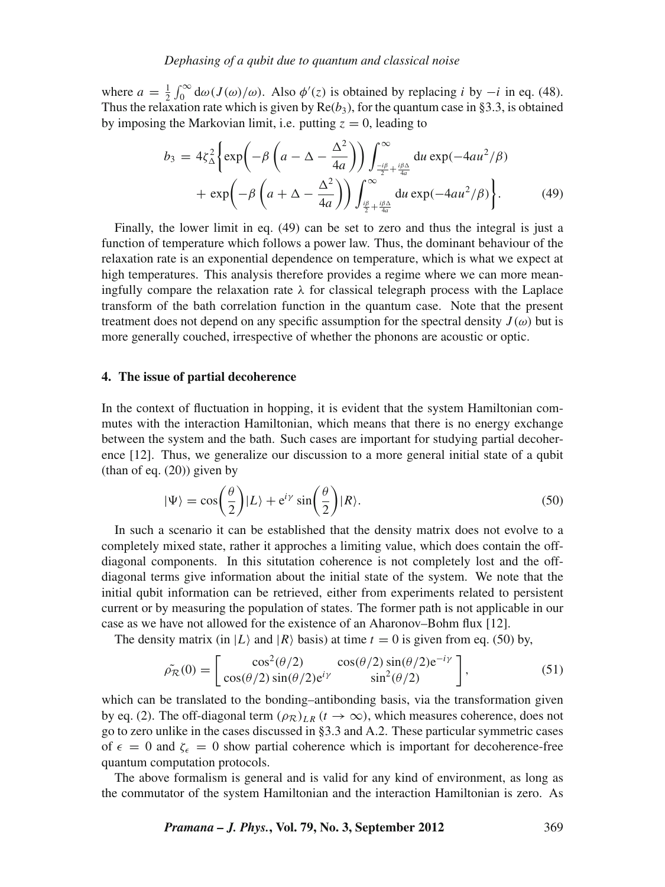where $a = \frac{1}{2}\int_0^\infty \mathrm{d}\omega (J(\omega)/\omega)$. Also $\phi'(z)$ is obtained by replacing $i$ by $-i$ in eq. (48). Thus the relaxation rate which is given by $\mathrm{Re}(b_3)$, for the quantum case in §3.3, is obtained by imposing the Markovian limit, i.e. putting $z = 0$, leading to

$$b_3 = 4\zeta_\Delta^2 \Bigg\{ \exp\bigg( -\beta \left( a - \Delta - \frac{\Delta^2}{4a} \right) \bigg) \int_{\frac{-i\beta}{2} + \frac{i\beta\Delta}{4a}}^{\infty} \mathrm{d}u \exp(-4au^2/\beta) + \exp\bigg( -\beta \left( a + \Delta - \frac{\Delta^2}{4a} \right) \bigg) \int_{\frac{i\beta}{2} + \frac{i\beta\Delta}{4a}}^{\infty} \mathrm{d}u \exp(-4au^2/\beta) \Bigg\}. \tag{49}$$

Finally, the lower limit in eq. (49) can be set to zero and thus the integral is just a function of temperature which follows a power law. Thus, the dominant behaviour of the relaxation rate is an exponential dependence on temperature, which is what we expect at high temperatures. This analysis therefore provides a regime where we can more meaningfully compare the relaxation rate $\lambda$ for classical telegraph process with the Laplace transform of the bath correlation function in the quantum case. Note that the present treatment does not depend on any specific assumption for the spectral density $J(\omega)$ but is more generally couched, irrespective of whether the phonons are acoustic or optic.

## 4. The issue of partial decoherence

In the context of fluctuation in hopping, it is evident that the system Hamiltonian commutes with the interaction Hamiltonian, which means that there is no energy exchange between the system and the bath. Such cases are important for studying partial decoherence [12]. Thus, we generalize our discussion to a more general initial state of a qubit (than of eq. (20)) given by

$$|\Psi\rangle = \cos\left(\frac{\theta}{2}\right)|L\rangle + \mathrm{e}^{i\gamma}\sin\left(\frac{\theta}{2}\right)|R\rangle. \tag{50}$$

In such a scenario it can be established that the density matrix does not evolve to a completely mixed state, rather it approches a limiting value, which does contain the off-diagonal components. In this situtation coherence is not completely lost and the off-diagonal terms give information about the initial state of the system. We note that the initial qubit information can be retrieved, either from experiments related to persistent current or by measuring the population of states. The former path is not applicable in our case as we have not allowed for the existence of an Aharonov–Bohm flux [12].

The density matrix (in $|L\rangle$ and $|R\rangle$ basis) at time $t = 0$ is given from eq. (50) by,

$$\tilde{\rho_{\mathcal{R}}}(0) = \begin{bmatrix} \cos^2(\theta/2) & \cos(\theta/2)\sin(\theta/2)\mathrm{e}^{-i\gamma} \\ \cos(\theta/2)\sin(\theta/2)\mathrm{e}^{i\gamma} & \sin^2(\theta/2) \end{bmatrix}, \tag{51}$$

which can be translated to the bonding–antibonding basis, via the transformation given by eq. (2). The off-diagonal term $(\rho_{\mathcal{R}})_{LR}\,(t \to \infty)$, which measures coherence, does not go to zero unlike in the cases discussed in §3.3 and A.2. These particular symmetric cases of $\epsilon = 0$ and $\zeta_\epsilon = 0$ show partial coherence which is important for decoherence-free quantum computation protocols.

The above formalism is general and is valid for any kind of environment, as long as the commutator of the system Hamiltonian and the interaction Hamiltonian is zero. As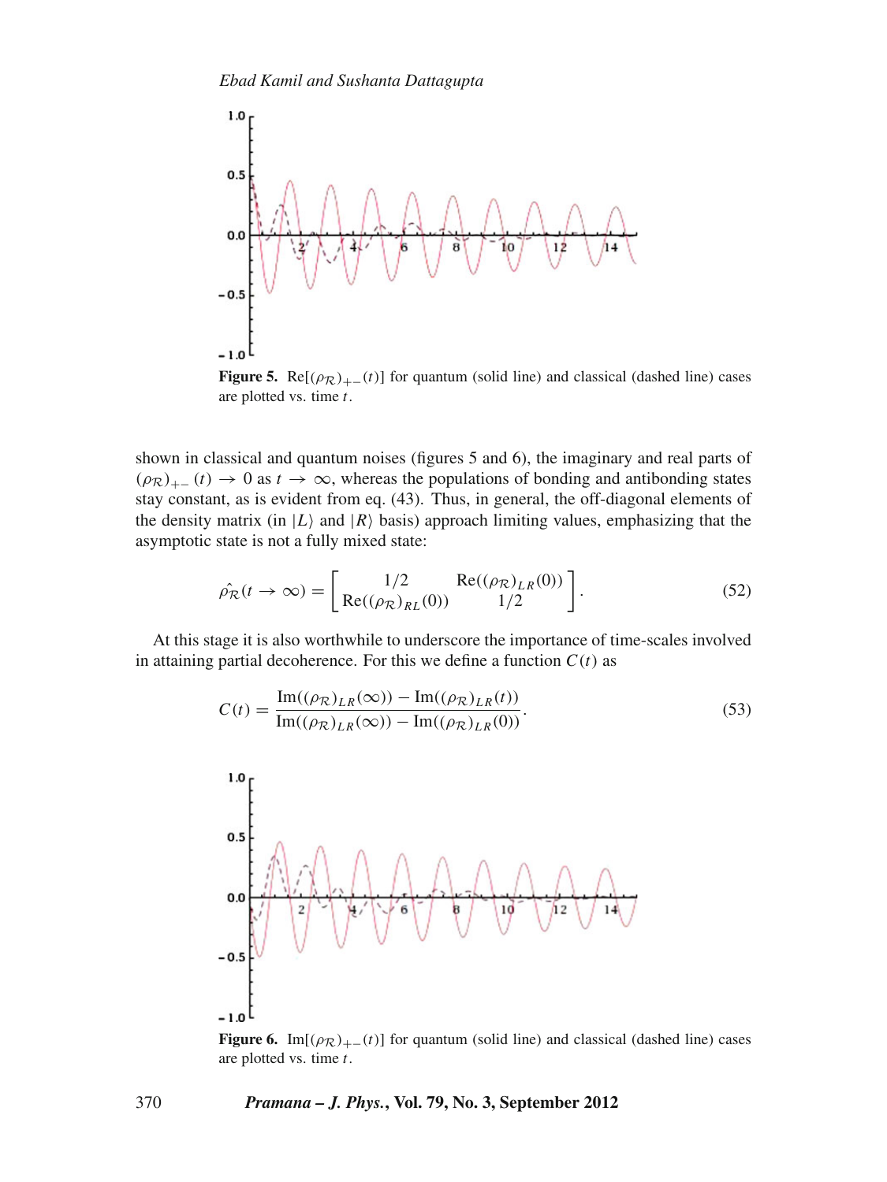**Figure 5.** $\mathrm{Re}[(\rho_{\mathcal{R}})_{+-}(t)]$ for quantum (solid line) and classical (dashed line) cases are plotted vs. time $t$.

shown in classical and quantum noises (figures 5 and 6), the imaginary and real parts of $(\rho_{\mathcal{R}})_{+-}(t) \to 0$ as $t \to \infty$, whereas the populations of bonding and antibonding states stay constant, as is evident from eq. (43). Thus, in general, the off-diagonal elements of the density matrix (in $|L\rangle$ and $|R\rangle$ basis) approach limiting values, emphasizing that the asymptotic state is not a fully mixed state:

$$\hat{\rho_{\mathcal{R}}}(t \to \infty) = \begin{bmatrix} 1/2 & \mathrm{Re}((\rho_{\mathcal{R}})_{LR}(0)) \\ \mathrm{Re}((\rho_{\mathcal{R}})_{RL}(0)) & 1/2 \end{bmatrix}. \tag{52}$$

At this stage it is also worthwhile to underscore the importance of time-scales involved in attaining partial decoherence. For this we define a function $C(t)$ as

$$C(t) = \frac{\mathrm{Im}((\rho_{\mathcal{R}})_{LR}(\infty)) - \mathrm{Im}((\rho_{\mathcal{R}})_{LR}(t))}{\mathrm{Im}((\rho_{\mathcal{R}})_{LR}(\infty)) - \mathrm{Im}((\rho_{\mathcal{R}})_{LR}(0))}. \tag{53}$$

**Figure 6.** $\mathrm{Im}[(\rho_{\mathcal{R}})_{+-}(t)]$ for quantum (solid line) and classical (dashed line) cases are plotted vs. time $t$.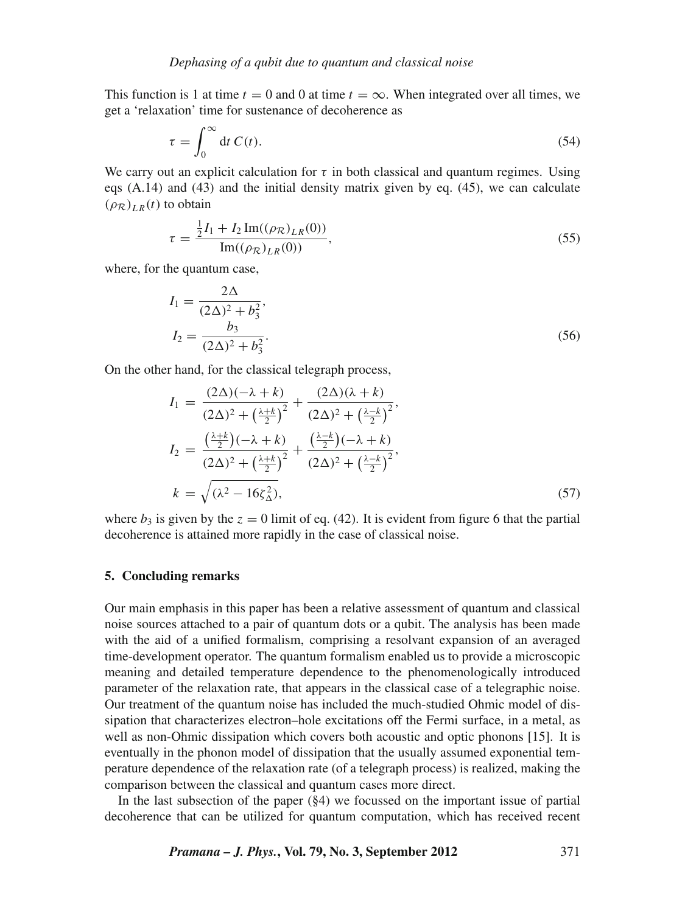This function is 1 at time $t = 0$ and 0 at time $t = \infty$. When integrated over all times, we get a 'relaxation' time for sustenance of decoherence as

$$\tau = \int_0^\infty \mathrm{d}t\, C(t). \tag{54}$$

We carry out an explicit calculation for $\tau$ in both classical and quantum regimes. Using eqs (A.14) and (43) and the initial density matrix given by eq. (45), we can calculate $(\rho_{\mathcal{R}})_{LR}(t)$ to obtain

$$\tau = \frac{\frac{1}{2}I_1 + I_2\,\mathrm{Im}((\rho_{\mathcal{R}})_{LR}(0))}{\mathrm{Im}((\rho_{\mathcal{R}})_{LR}(0))}, \tag{55}$$

where, for the quantum case,

$$\begin{aligned} I_1 &= \frac{2\Delta}{(2\Delta)^2 + b_3^2}, \\ I_2 &= \frac{b_3}{(2\Delta)^2 + b_3^2}. \end{aligned} \tag{56}$$

On the other hand, for the classical telegraph process,

$$\begin{aligned} I_1 &= \frac{(2\Delta)(-\lambda + k)}{(2\Delta)^2 + \left(\frac{\lambda + k}{2}\right)^2} + \frac{(2\Delta)(\lambda + k)}{(2\Delta)^2 + \left(\frac{\lambda - k}{2}\right)^2}, \\ I_2 &= \frac{\left(\frac{\lambda + k}{2}\right)(-\lambda + k)}{(2\Delta)^2 + \left(\frac{\lambda + k}{2}\right)^2} + \frac{\left(\frac{\lambda - k}{2}\right)(-\lambda + k)}{(2\Delta)^2 + \left(\frac{\lambda - k}{2}\right)^2}, \\ k &= \sqrt{(\lambda^2 - 16\zeta_\Delta^2)}, \end{aligned} \tag{57}$$

where $b_3$ is given by the $z = 0$ limit of eq. (42). It is evident from figure 6 that the partial decoherence is attained more rapidly in the case of classical noise.

## 5. Concluding remarks

Our main emphasis in this paper has been a relative assessment of quantum and classical noise sources attached to a pair of quantum dots or a qubit. The analysis has been made with the aid of a unified formalism, comprising a resolvant expansion of an averaged time-development operator. The quantum formalism enabled us to provide a microscopic meaning and detailed temperature dependence to the phenomenologically introduced parameter of the relaxation rate, that appears in the classical case of a telegraphic noise. Our treatment of the quantum noise has included the much-studied Ohmic model of dissipation that characterizes electron–hole excitations off the Fermi surface, in a metal, as well as non-Ohmic dissipation which covers both acoustic and optic phonons [15]. It is eventually in the phonon model of dissipation that the usually assumed exponential temperature dependence of the relaxation rate (of a telegraph process) is realized, making the comparison between the classical and quantum cases more direct.

In the last subsection of the paper (§4) we focussed on the important issue of partial decoherence that can be utilized for quantum computation, which has received recent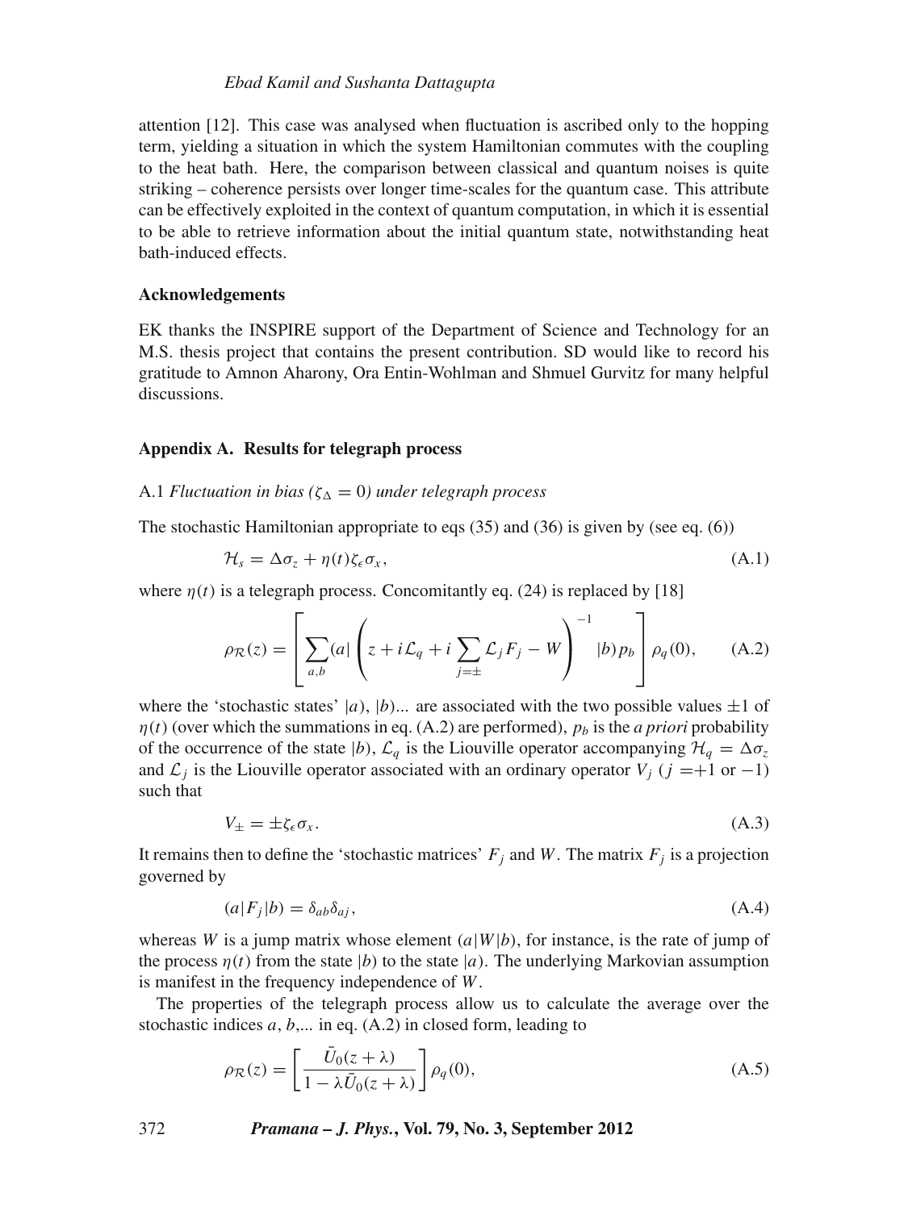attention [12]. This case was analysed when fluctuation is ascribed only to the hopping term, yielding a situation in which the system Hamiltonian commutes with the coupling to the heat bath. Here, the comparison between classical and quantum noises is quite striking – coherence persists over longer time-scales for the quantum case. This attribute can be effectively exploited in the context of quantum computation, in which it is essential to be able to retrieve information about the initial quantum state, notwithstanding heat bath-induced effects.

### Acknowledgements

EK thanks the INSPIRE support of the Department of Science and Technology for an M.S. thesis project that contains the present contribution. SD would like to record his gratitude to Amnon Aharony, Ora Entin-Wohlman and Shmuel Gurvitz for many helpful discussions.

### Appendix A. Results for telegraph process

A.1 *Fluctuation in bias ($\zeta_\Delta = 0$) under telegraph process*

The stochastic Hamiltonian appropriate to eqs (35) and (36) is given by (see eq. (6))

$$\mathcal{H}_s = \Delta\sigma_z + \eta(t)\zeta_\epsilon\sigma_x, \tag{A.1}$$

where $\eta(t)$ is a telegraph process. Concomitantly eq. (24) is replaced by [18]

$$\rho_{\mathcal{R}}(z) = \left[\sum_{a,b} (a| \left( z + i\mathcal{L}_q + i\sum_{j=\pm}\mathcal{L}_j F_j - W\right)^{-1} |b) p_b \right] \rho_q(0), \tag{A.2}$$

where the 'stochastic states' $|a)$, $|b)$... are associated with the two possible values $\pm 1$ of $\eta(t)$ (over which the summations in eq. (A.2) are performed), $p_b$ is the *a priori* probability of the occurrence of the state $|b)$, $\mathcal{L}_q$ is the Liouville operator accompanying $\mathcal{H}_q = \Delta\sigma_z$ and $\mathcal{L}_j$ is the Liouville operator associated with an ordinary operator $V_j$ ($j$ =+1 or −1) such that

$$V_\pm = \pm\zeta_\epsilon\sigma_x. \tag{A.3}$$

It remains then to define the 'stochastic matrices' $F_j$ and $W$. The matrix $F_j$ is a projection governed by

$$(a|F_j|b) = \delta_{ab}\delta_{aj}, \tag{A.4}$$

whereas $W$ is a jump matrix whose element $(a|W|b)$, for instance, is the rate of jump of the process $\eta(t)$ from the state $|b)$ to the state $|a)$. The underlying Markovian assumption is manifest in the frequency independence of $W$.

The properties of the telegraph process allow us to calculate the average over the stochastic indices $a$, $b$,... in eq. (A.2) in closed form, leading to

$$\rho_{\mathcal{R}}(z) = \left[\frac{\bar{U}_0(z+\lambda)}{1 - \lambda\bar{U}_0(z+\lambda)}\right]\rho_q(0), \tag{A.5}$$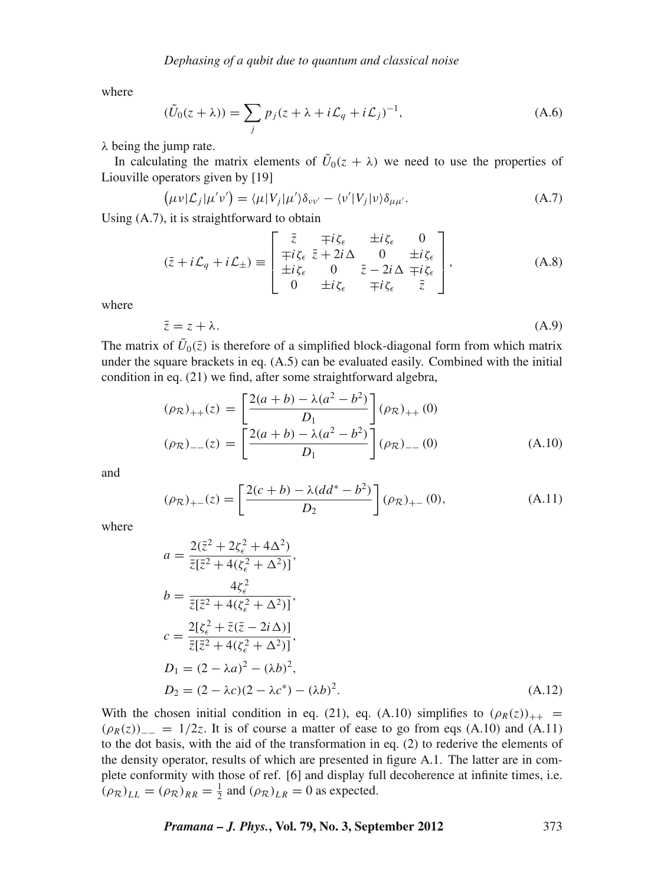where

$$(\tilde{U}_0(z+\lambda)) = \sum_j p_j (z + \lambda + i\mathcal{L}_q + i\mathcal{L}_j)^{-1}, \tag{A.6}$$

$\lambda$ being the jump rate.

In calculating the matrix elements of $\tilde{U}_0(z+\lambda)$ we need to use the properties of Liouville operators given by [19]

$$\left(\mu\nu|\mathcal{L}_j|\mu'\nu'\right) = \langle\mu|V_j|\mu'\rangle\delta_{\nu\nu'} - \langle\nu'|V_j|\nu\rangle\delta_{\mu\mu'}. \tag{A.7}$$

Using (A.7), it is straightforward to obtain

$$(\bar{z} + i\mathcal{L}_q + i\mathcal{L}_\pm) \equiv \begin{bmatrix} \bar{z} & \mp i\zeta_\epsilon & \pm i\zeta_\epsilon & 0 \\ \mp i\zeta_\epsilon & \bar{z} + 2i\Delta & 0 & \pm i\zeta_\epsilon \\ \pm i\zeta_\epsilon & 0 & \bar{z} - 2i\Delta & \mp i\zeta_\epsilon \\ 0 & \pm i\zeta_\epsilon & \mp i\zeta_\epsilon & \bar{z} \end{bmatrix}, \tag{A.8}$$

where

$$\bar{z} = z + \lambda. \tag{A.9}$$

The matrix of $\bar{U}_0(\bar{z})$ is therefore of a simplified block-diagonal form from which matrix under the square brackets in eq. (A.5) can be evaluated easily. Combined with the initial condition in eq. (21) we find, after some straightforward algebra,

$$\begin{aligned} (\rho_{\mathcal{R}})_{++}(z) &= \left[\frac{2(a+b) - \lambda(a^2 - b^2)}{D_1}\right](\rho_{\mathcal{R}})_{++}(0) \\ (\rho_{\mathcal{R}})_{--}(z) &= \left[\frac{2(a+b) - \lambda(a^2 - b^2)}{D_1}\right](\rho_{\mathcal{R}})_{--}(0) \end{aligned} \tag{A.10}$$

and

$$(\rho_{\mathcal{R}})_{+-}(z) = \left[\frac{2(c+b) - \lambda(dd^* - b^2)}{D_2}\right](\rho_{\mathcal{R}})_{+-}(0), \tag{A.11}$$

where

$$\begin{aligned} a &= \frac{2(\bar{z}^2 + 2\zeta_\epsilon^2 + 4\Delta^2)}{\bar{z}[\bar{z}^2 + 4(\zeta_\epsilon^2 + \Delta^2)]}, \\ b &= \frac{4\zeta_\epsilon^2}{\bar{z}[\bar{z}^2 + 4(\zeta_\epsilon^2 + \Delta^2)]}, \\ c &= \frac{2[\zeta_\epsilon^2 + \bar{z}(\bar{z} - 2i\Delta)]}{\bar{z}[\bar{z}^2 + 4(\zeta_\epsilon^2 + \Delta^2)]}, \\ D_1 &= (2 - \lambda a)^2 - (\lambda b)^2, \\ D_2 &= (2 - \lambda c)(2 - \lambda c^*) - (\lambda b)^2. \end{aligned} \tag{A.12}$$

With the chosen initial condition in eq. (21), eq. (A.10) simplifies to $(\rho_R(z))_{++} = (\rho_R(z))_{--} = 1/2z$. It is of course a matter of ease to go from eqs (A.10) and (A.11) to the dot basis, with the aid of the transformation in eq. (2) to rederive the elements of the density operator, results of which are presented in figure A.1. The latter are in complete conformity with those of ref. [6] and display full decoherence at infinite times, i.e. $(\rho_{\mathcal{R}})_{LL} = (\rho_{\mathcal{R}})_{RR} = \frac{1}{2}$ and $(\rho_{\mathcal{R}})_{LR} = 0$ as expected.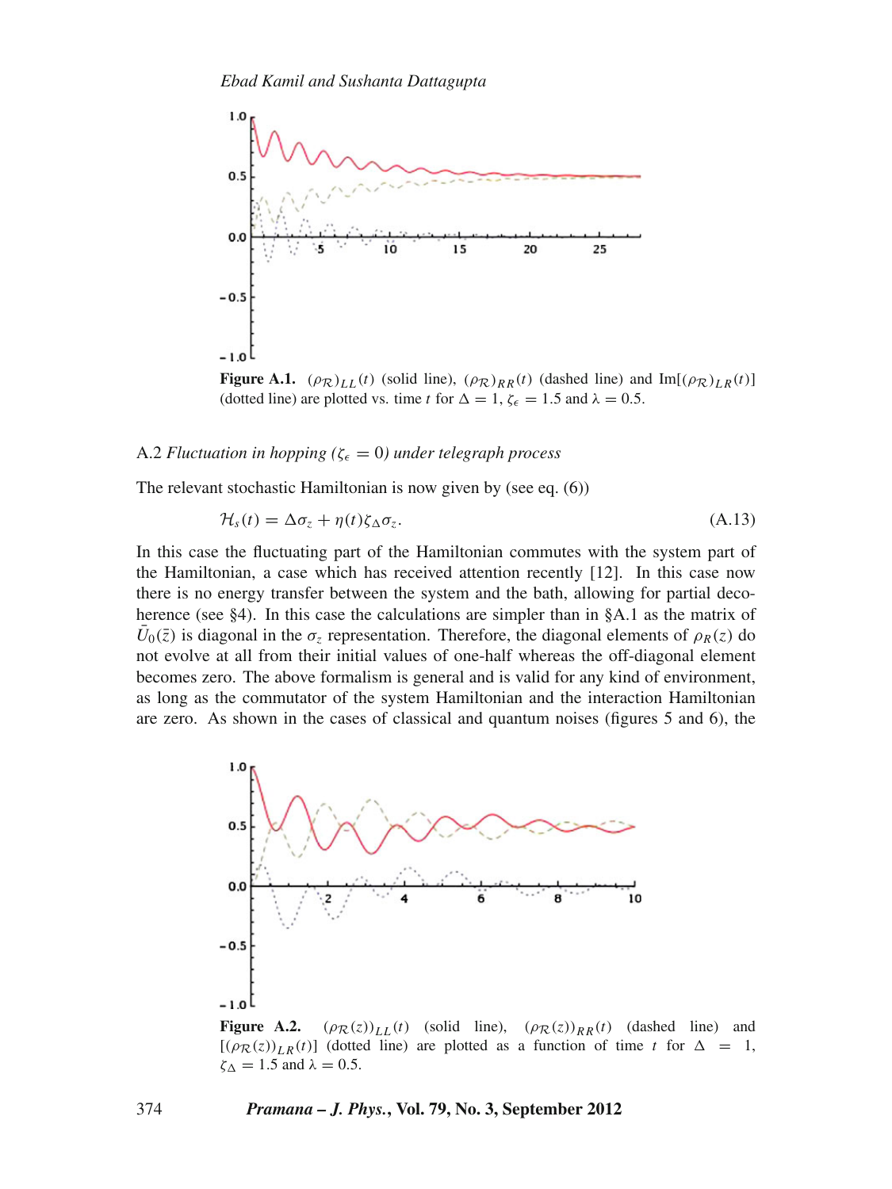**Figure A.1.** $(\rho_{\mathcal{R}})_{LL}(t)$ (solid line), $(\rho_{\mathcal{R}})_{RR}(t)$ (dashed line) and $\mathrm{Im}[(\rho_{\mathcal{R}})_{LR}(t)]$ (dotted line) are plotted vs. time $t$ for $\Delta = 1$, $\zeta_\epsilon = 1.5$ and $\lambda = 0.5$.

### A.2 *Fluctuation in hopping ($\zeta_\epsilon = 0$) under telegraph process*

The relevant stochastic Hamiltonian is now given by (see eq. (6))

$$\mathcal{H}_s(t) = \Delta\sigma_z + \eta(t)\zeta_\Delta\sigma_z. \tag{A.13}$$

In this case the fluctuating part of the Hamiltonian commutes with the system part of the Hamiltonian, a case which has received attention recently [12]. In this case now there is no energy transfer between the system and the bath, allowing for partial decoherence (see §4). In this case the calculations are simpler than in §A.1 as the matrix of $\bar{U}_0(\bar{z})$ is diagonal in the $\sigma_z$ representation. Therefore, the diagonal elements of $\rho_R(z)$ do not evolve at all from their initial values of one-half whereas the off-diagonal element becomes zero. The above formalism is general and is valid for any kind of environment, as long as the commutator of the system Hamiltonian and the interaction Hamiltonian are zero. As shown in the cases of classical and quantum noises (figures 5 and 6), the

**Figure A.2.** $(\rho_{\mathcal{R}}(z))_{LL}(t)$ (solid line), $(\rho_{\mathcal{R}}(z))_{RR}(t)$ (dashed line) and $[(\rho_{\mathcal{R}}(z))_{LR}(t)]$ (dotted line) are plotted as a function of time $t$ for $\Delta = 1$, $\zeta_\Delta = 1.5$ and $\lambda = 0.5$.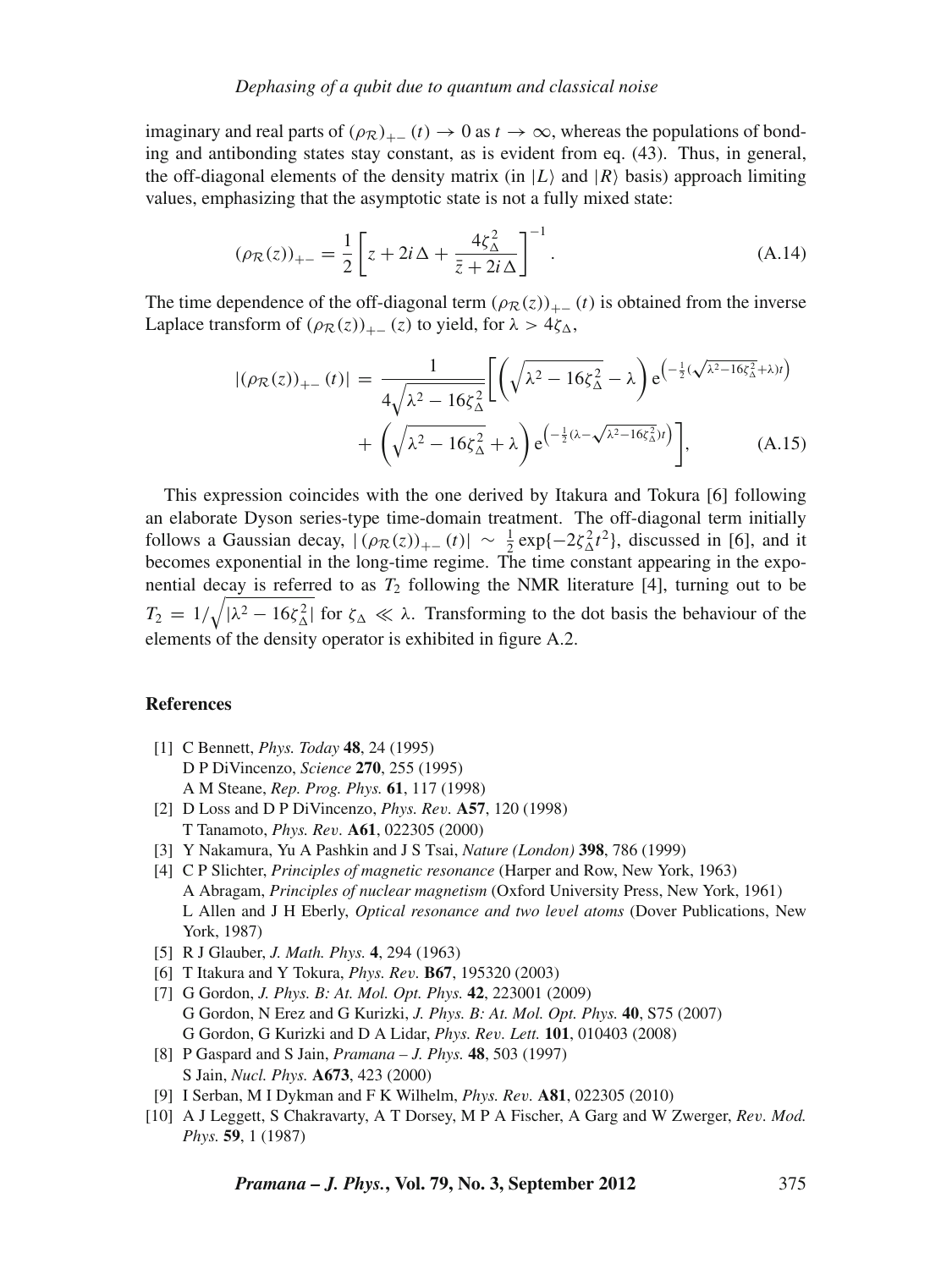imaginary and real parts of $(\rho_{\mathcal{R}})_{+-}(t) \to 0$ as $t \to \infty$, whereas the populations of bonding and antibonding states stay constant, as is evident from eq. (43). Thus, in general, the off-diagonal elements of the density matrix (in $|L\rangle$ and $|R\rangle$ basis) approach limiting values, emphasizing that the asymptotic state is not a fully mixed state:

$$(\rho_{\mathcal{R}}(z))_{+-} = \frac{1}{2}\left[z + 2i\Delta + \frac{4\zeta_\Delta^2}{\bar{z} + 2i\Delta}\right]^{-1}. \tag{A.14}$$

The time dependence of the off-diagonal term $(\rho_{\mathcal{R}}(z))_{+-}(t)$ is obtained from the inverse Laplace transform of $(\rho_{\mathcal{R}}(z))_{+-}(z)$ to yield, for $\lambda > 4\zeta_\Delta$,

$$\begin{aligned}|(\rho_{\mathcal{R}}(z))_{+-}(t)| = \frac{1}{4\sqrt{\lambda^2 - 16\zeta_\Delta^2}}\Bigg[&\left(\sqrt{\lambda^2 - 16\zeta_\Delta^2} - \lambda\right)\mathrm{e}^{\left(-\frac{1}{2}(\sqrt{\lambda^2-16\zeta_\Delta^2}+\lambda)t\right)} \\ &+ \left(\sqrt{\lambda^2 - 16\zeta_\Delta^2} + \lambda\right)\mathrm{e}^{\left(-\frac{1}{2}(\lambda-\sqrt{\lambda^2-16\zeta_\Delta^2})t\right)}\Bigg],\end{aligned} \tag{A.15}$$

This expression coincides with the one derived by Itakura and Tokura [6] following an elaborate Dyson series-type time-domain treatment. The off-diagonal term initially follows a Gaussian decay, $|(\rho_{\mathcal{R}}(z))_{+-}(t)| \sim \frac{1}{2}\exp\{-2\zeta_\Delta^2 t^2\}$, discussed in [6], and it becomes exponential in the long-time regime. The time constant appearing in the exponential decay is referred to as $T_2$ following the NMR literature [4], turning out to be $T_2 = 1/\sqrt{|\lambda^2 - 16\zeta_\Delta^2|}$ for $\zeta_\Delta \ll \lambda$. Transforming to the dot basis the behaviour of the elements of the density operator is exhibited in figure A.2.

## References

[1] C Bennett, *Phys. Today* **48**, 24 (1995)
D P DiVincenzo, *Science* **270**, 255 (1995)
A M Steane, *Rep. Prog. Phys.* **61**, 117 (1998)

[2] D Loss and D P DiVincenzo, *Phys. Rev.* **A57**, 120 (1998)
T Tanamoto, *Phys. Rev.* **A61**, 022305 (2000)

[3] Y Nakamura, Yu A Pashkin and J S Tsai, *Nature (London)* **398**, 786 (1999)

[4] C P Slichter, *Principles of magnetic resonance* (Harper and Row, New York, 1963)
A Abragam, *Principles of nuclear magnetism* (Oxford University Press, New York, 1961)
L Allen and J H Eberly, *Optical resonance and two level atoms* (Dover Publications, New York, 1987)

[5] R J Glauber, *J. Math. Phys.* **4**, 294 (1963)

[6] T Itakura and Y Tokura, *Phys. Rev.* **B67**, 195320 (2003)

[7] G Gordon, *J. Phys. B: At. Mol. Opt. Phys.* **42**, 223001 (2009)
G Gordon, N Erez and G Kurizki, *J. Phys. B: At. Mol. Opt. Phys.* **40**, S75 (2007)
G Gordon, G Kurizki and D A Lidar, *Phys. Rev. Lett.* **101**, 010403 (2008)

[8] P Gaspard and S Jain, *Pramana – J. Phys.* **48**, 503 (1997)
S Jain, *Nucl. Phys.* **A673**, 423 (2000)

[9] I Serban, M I Dykman and F K Wilhelm, *Phys. Rev.* **A81**, 022305 (2010)

[10] A J Leggett, S Chakravarty, A T Dorsey, M P A Fischer, A Garg and W Zwerger, *Rev. Mod. Phys.* **59**, 1 (1987)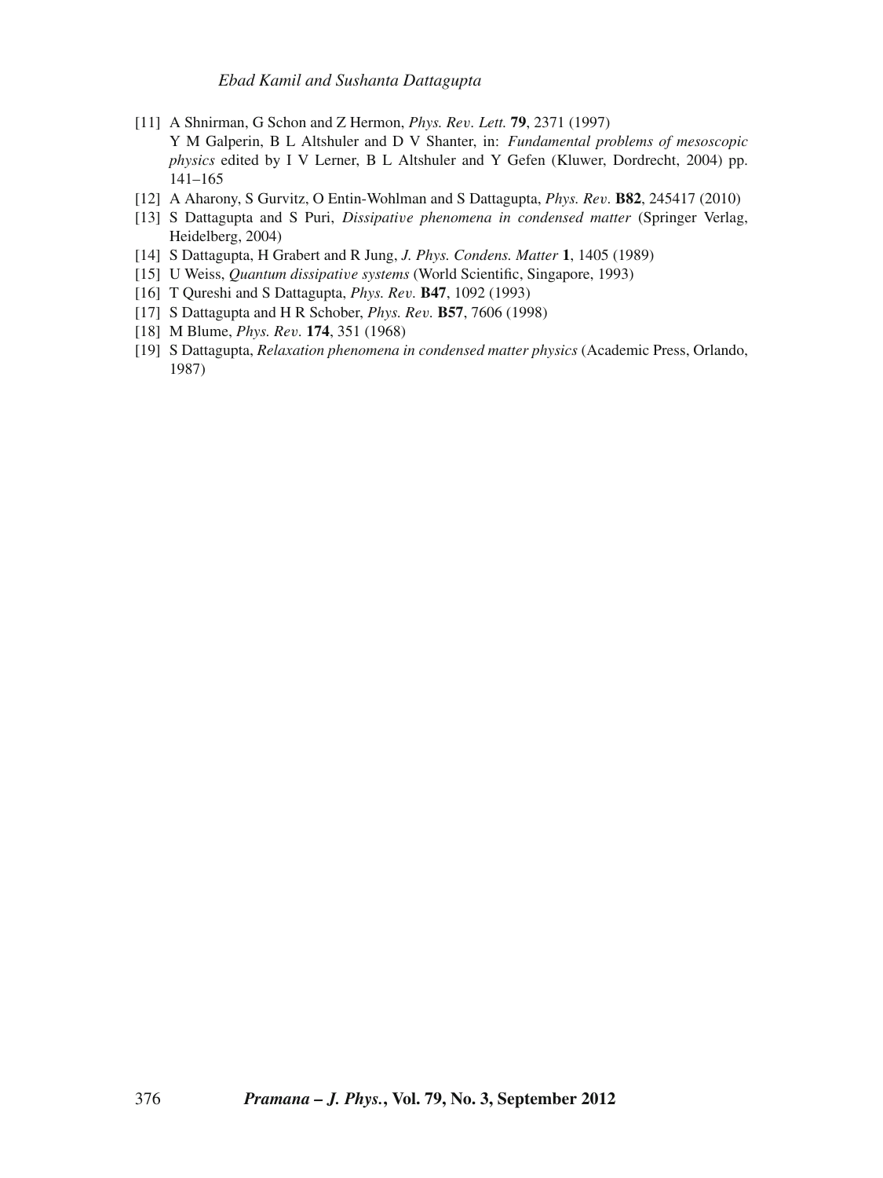[11] A Shnirman, G Schon and Z Hermon, *Phys. Rev. Lett.* **79**, 2371 (1997)
Y M Galperin, B L Altshuler and D V Shanter, in: *Fundamental problems of mesoscopic physics* edited by I V Lerner, B L Altshuler and Y Gefen (Kluwer, Dordrecht, 2004) pp. 141–165

[12] A Aharony, S Gurvitz, O Entin-Wohlman and S Dattagupta, *Phys. Rev.* **B82**, 245417 (2010)

[13] S Dattagupta and S Puri, *Dissipative phenomena in condensed matter* (Springer Verlag, Heidelberg, 2004)

[14] S Dattagupta, H Grabert and R Jung, *J. Phys. Condens. Matter* **1**, 1405 (1989)

[15] U Weiss, *Quantum dissipative systems* (World Scientific, Singapore, 1993)

[16] T Qureshi and S Dattagupta, *Phys. Rev.* **B47**, 1092 (1993)

[17] S Dattagupta and H R Schober, *Phys. Rev.* **B57**, 7606 (1998)

[18] M Blume, *Phys. Rev.* **174**, 351 (1968)

[19] S Dattagupta, *Relaxation phenomena in condensed matter physics* (Academic Press, Orlando, 1987)